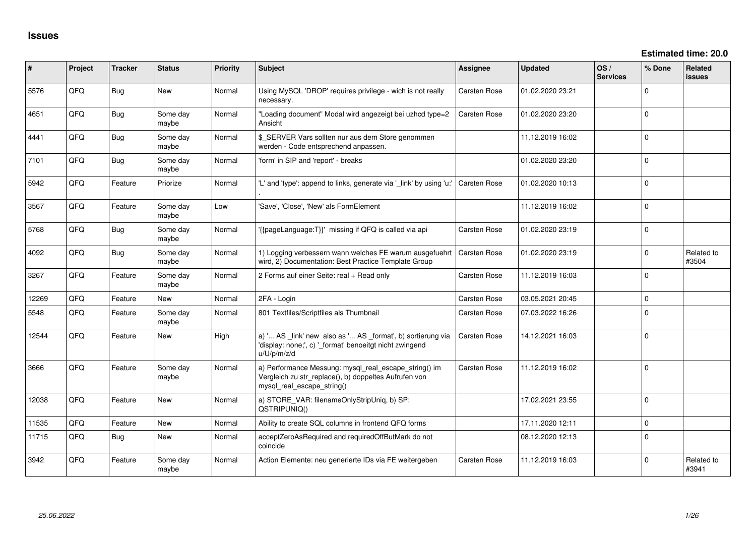# Issues

**Estimated time: 20.0**

| # | Project | Tracker | Status | Priority | Subject | Assignee | Updated | OS / Services | % Done | Related issues |
|---|---|---|---|---|---|---|---|---|---|---|
| 5576 | QFQ | Bug | New | Normal | Using MySQL 'DROP' requires privilege - wich is not really necessary. | Carsten Rose | 01.02.2020 23:21 | | 0 | |
| 4651 | QFQ | Bug | Some day maybe | Normal | "Loading document" Modal wird angezeigt bei uzhcd type=2 Ansicht | Carsten Rose | 01.02.2020 23:20 | | 0 | |
| 4441 | QFQ | Bug | Some day maybe | Normal | $_SERVER Vars sollten nur aus dem Store genommen werden - Code entsprechend anpassen. | | 11.12.2019 16:02 | | 0 | |
| 7101 | QFQ | Bug | Some day maybe | Normal | 'form' in SIP and 'report' - breaks | | 01.02.2020 23:20 | | 0 | |
| 5942 | QFQ | Feature | Priorize | Normal | 'L' and 'type': append to links, generate via '_link' by using 'u:' . | Carsten Rose | 01.02.2020 10:13 | | 0 | |
| 3567 | QFQ | Feature | Some day maybe | Low | 'Save', 'Close', 'New' als FormElement | | 11.12.2019 16:02 | | 0 | |
| 5768 | QFQ | Bug | Some day maybe | Normal | '{{pageLanguage:T}}' missing if QFQ is called via api | Carsten Rose | 01.02.2020 23:19 | | 0 | |
| 4092 | QFQ | Bug | Some day maybe | Normal | 1) Logging verbessern wann welches FE warum ausgefuehrt wird, 2) Documentation: Best Practice Template Group | Carsten Rose | 01.02.2020 23:19 | | 0 | Related to #3504 |
| 3267 | QFQ | Feature | Some day maybe | Normal | 2 Forms auf einer Seite: real + Read only | Carsten Rose | 11.12.2019 16:03 | | 0 | |
| 12269 | QFQ | Feature | New | Normal | 2FA - Login | Carsten Rose | 03.05.2021 20:45 | | 0 | |
| 5548 | QFQ | Feature | Some day maybe | Normal | 801 Textfiles/Scriptfiles als Thumbnail | Carsten Rose | 07.03.2022 16:26 | | 0 | |
| 12544 | QFQ | Feature | New | High | a) '... AS _link' new also as '... AS _format', b) sortierung via 'display: none;', c) '_format' benoeitgt nicht zwingend u/U/p/m/z/d | Carsten Rose | 14.12.2021 16:03 | | 0 | |
| 3666 | QFQ | Feature | Some day maybe | Normal | a) Performance Messung: mysql_real_escape_string() im Vergleich zu str_replace(), b) doppeltes Aufrufen von mysql_real_escape_string() | Carsten Rose | 11.12.2019 16:02 | | 0 | |
| 12038 | QFQ | Feature | New | Normal | a) STORE_VAR: filenameOnlyStripUniq, b) SP: QSTRIPUNIQ() | | 17.02.2021 23:55 | | 0 | |
| 11535 | QFQ | Feature | New | Normal | Ability to create SQL columns in frontend QFQ forms | | 17.11.2020 12:11 | | 0 | |
| 11715 | QFQ | Bug | New | Normal | acceptZeroAsRequired and requiredOffButMark do not coincide | | 08.12.2020 12:13 | | 0 | |
| 3942 | QFQ | Feature | Some day maybe | Normal | Action Elemente: neu generierte IDs via FE weitergeben | Carsten Rose | 11.12.2019 16:03 | | 0 | Related to #3941 |

*25.06.2022*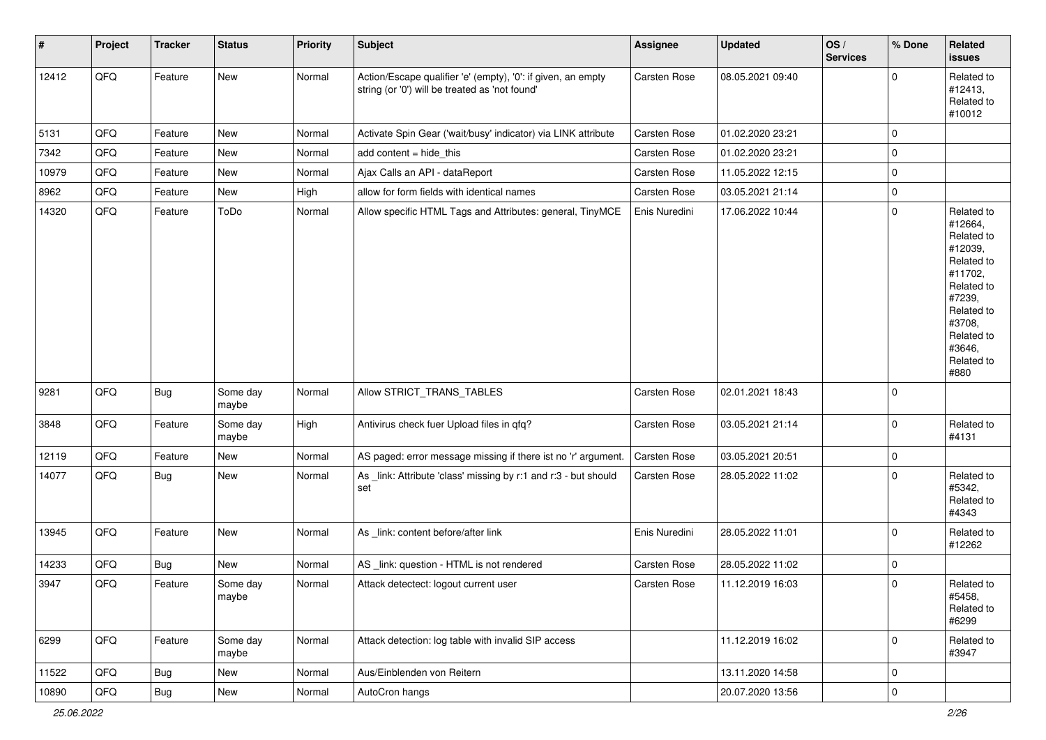| # | Project | Tracker | Status | Priority | Subject | Assignee | Updated | OS / Services | % Done | Related issues |
|---|---|---|---|---|---|---|---|---|---|---|
| 12412 | QFQ | Feature | New | Normal | Action/Escape qualifier 'e' (empty), '0': if given, an empty string (or '0') will be treated as 'not found' | Carsten Rose | 08.05.2021 09:40 | | 0 | Related to #12413, Related to #10012 |
| 5131 | QFQ | Feature | New | Normal | Activate Spin Gear ('wait/busy' indicator) via LINK attribute | Carsten Rose | 01.02.2020 23:21 | | 0 | |
| 7342 | QFQ | Feature | New | Normal | add content = hide_this | Carsten Rose | 01.02.2020 23:21 | | 0 | |
| 10979 | QFQ | Feature | New | Normal | Ajax Calls an API - dataReport | Carsten Rose | 11.05.2022 12:15 | | 0 | |
| 8962 | QFQ | Feature | New | High | allow for form fields with identical names | Carsten Rose | 03.05.2021 21:14 | | 0 | |
| 14320 | QFQ | Feature | ToDo | Normal | Allow specific HTML Tags and Attributes: general, TinyMCE | Enis Nuredini | 17.06.2022 10:44 | | 0 | Related to #12664, Related to #12039, Related to #11702, Related to #7239, Related to #3708, Related to #3646, Related to #880 |
| 9281 | QFQ | Bug | Some day maybe | Normal | Allow STRICT_TRANS_TABLES | Carsten Rose | 02.01.2021 18:43 | | 0 | |
| 3848 | QFQ | Feature | Some day maybe | High | Antivirus check fuer Upload files in qfq? | Carsten Rose | 03.05.2021 21:14 | | 0 | Related to #4131 |
| 12119 | QFQ | Feature | New | Normal | AS paged: error message missing if there ist no 'r' argument. | Carsten Rose | 03.05.2021 20:51 | | 0 | |
| 14077 | QFQ | Bug | New | Normal | As _link: Attribute 'class' missing by r:1 and r:3 - but should set | Carsten Rose | 28.05.2022 11:02 | | 0 | Related to #5342, Related to #4343 |
| 13945 | QFQ | Feature | New | Normal | As _link: content before/after link | Enis Nuredini | 28.05.2022 11:01 | | 0 | Related to #12262 |
| 14233 | QFQ | Bug | New | Normal | AS _link: question - HTML is not rendered | Carsten Rose | 28.05.2022 11:02 | | 0 | |
| 3947 | QFQ | Feature | Some day maybe | Normal | Attack detectect: logout current user | Carsten Rose | 11.12.2019 16:03 | | 0 | Related to #5458, Related to #6299 |
| 6299 | QFQ | Feature | Some day maybe | Normal | Attack detection: log table with invalid SIP access | | 11.12.2019 16:02 | | 0 | Related to #3947 |
| 11522 | QFQ | Bug | New | Normal | Aus/Einblenden von Reitern | | 13.11.2020 14:58 | | 0 | |
| 10890 | QFQ | Bug | New | Normal | AutoCron hangs | | 20.07.2020 13:56 | | 0 | |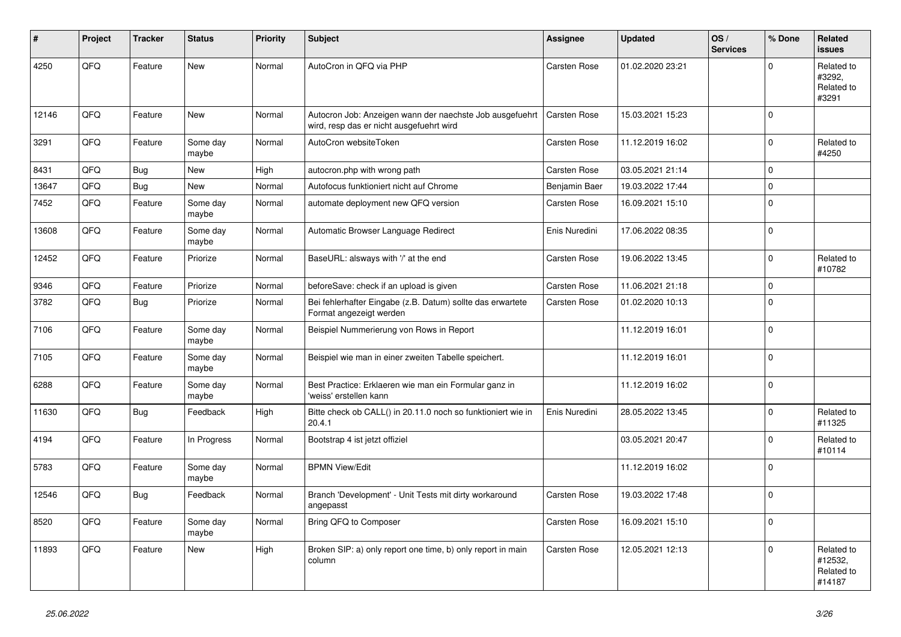| # | Project | Tracker | Status | Priority | Subject | Assignee | Updated | OS / Services | % Done | Related issues |
|---|---|---|---|---|---|---|---|---|---|---|
| 4250 | QFQ | Feature | New | Normal | AutoCron in QFQ via PHP | Carsten Rose | 01.02.2020 23:21 | | 0 | Related to #3292, Related to #3291 |
| 12146 | QFQ | Feature | New | Normal | Autocron Job: Anzeigen wann der naechste Job ausgefuehrt wird, resp das er nicht ausgefuehrt wird | Carsten Rose | 15.03.2021 15:23 | | 0 | |
| 3291 | QFQ | Feature | Some day maybe | Normal | AutoCron websiteToken | Carsten Rose | 11.12.2019 16:02 | | 0 | Related to #4250 |
| 8431 | QFQ | Bug | New | High | autocron.php with wrong path | Carsten Rose | 03.05.2021 21:14 | | 0 | |
| 13647 | QFQ | Bug | New | Normal | Autofocus funktioniert nicht auf Chrome | Benjamin Baer | 19.03.2022 17:44 | | 0 | |
| 7452 | QFQ | Feature | Some day maybe | Normal | automate deployment new QFQ version | Carsten Rose | 16.09.2021 15:10 | | 0 | |
| 13608 | QFQ | Feature | Some day maybe | Normal | Automatic Browser Language Redirect | Enis Nuredini | 17.06.2022 08:35 | | 0 | |
| 12452 | QFQ | Feature | Priorize | Normal | BaseURL: alsways with '/' at the end | Carsten Rose | 19.06.2022 13:45 | | 0 | Related to #10782 |
| 9346 | QFQ | Feature | Priorize | Normal | beforeSave: check if an upload is given | Carsten Rose | 11.06.2021 21:18 | | 0 | |
| 3782 | QFQ | Bug | Priorize | Normal | Bei fehlerhafter Eingabe (z.B. Datum) sollte das erwartete Format angezeigt werden | Carsten Rose | 01.02.2020 10:13 | | 0 | |
| 7106 | QFQ | Feature | Some day maybe | Normal | Beispiel Nummerierung von Rows in Report | | 11.12.2019 16:01 | | 0 | |
| 7105 | QFQ | Feature | Some day maybe | Normal | Beispiel wie man in einer zweiten Tabelle speichert. | | 11.12.2019 16:01 | | 0 | |
| 6288 | QFQ | Feature | Some day maybe | Normal | Best Practice: Erklaeren wie man ein Formular ganz in 'weiss' erstellen kann | | 11.12.2019 16:02 | | 0 | |
| 11630 | QFQ | Bug | Feedback | High | Bitte check ob CALL() in 20.11.0 noch so funktioniert wie in 20.4.1 | Enis Nuredini | 28.05.2022 13:45 | | 0 | Related to #11325 |
| 4194 | QFQ | Feature | In Progress | Normal | Bootstrap 4 ist jetzt offiziel | | 03.05.2021 20:47 | | 0 | Related to #10114 |
| 5783 | QFQ | Feature | Some day maybe | Normal | BPMN View/Edit | | 11.12.2019 16:02 | | 0 | |
| 12546 | QFQ | Bug | Feedback | Normal | Branch 'Development' - Unit Tests mit dirty workaround angepasst | Carsten Rose | 19.03.2022 17:48 | | 0 | |
| 8520 | QFQ | Feature | Some day maybe | Normal | Bring QFQ to Composer | Carsten Rose | 16.09.2021 15:10 | | 0 | |
| 11893 | QFQ | Feature | New | High | Broken SIP: a) only report one time, b) only report in main column | Carsten Rose | 12.05.2021 12:13 | | 0 | Related to #12532, Related to #14187 |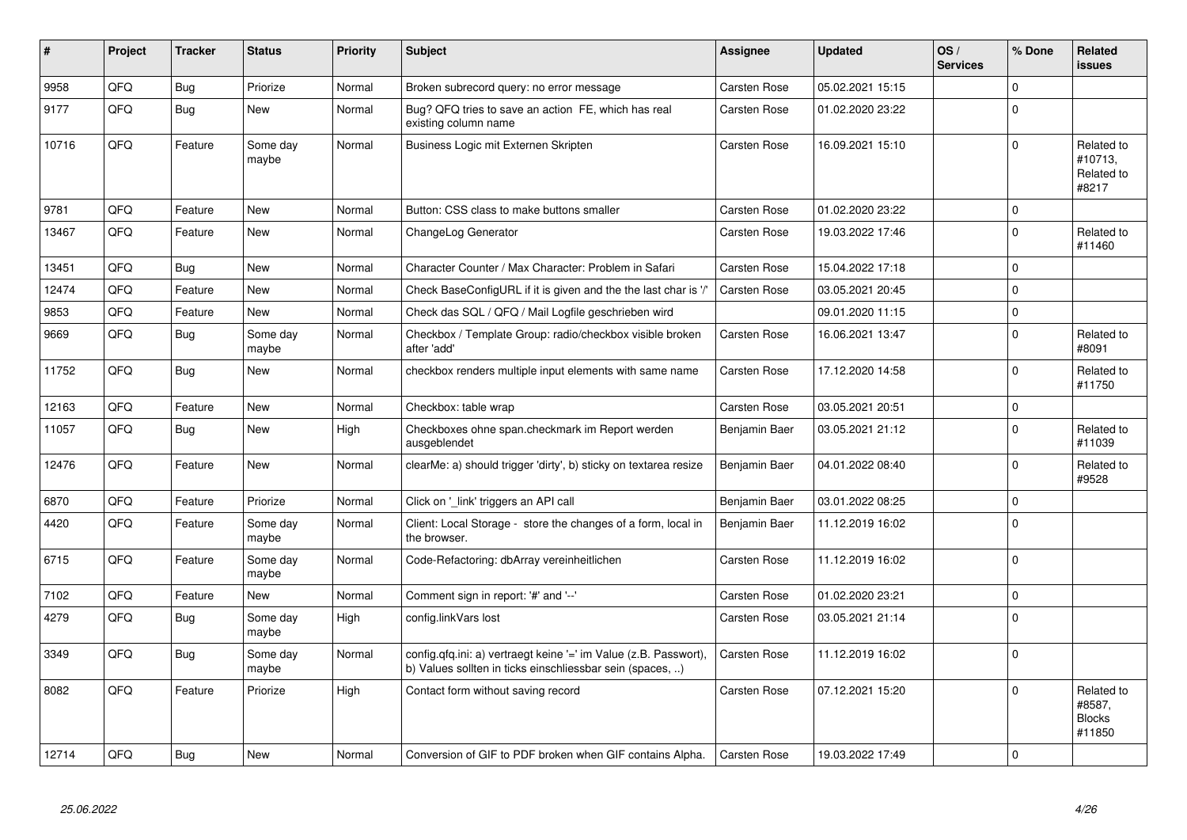| # | Project | Tracker | Status | Priority | Subject | Assignee | Updated | OS / Services | % Done | Related issues |
|---|---|---|---|---|---|---|---|---|---|---|
| 9958 | QFQ | Bug | Priorize | Normal | Broken subrecord query: no error message | Carsten Rose | 05.02.2021 15:15 | | 0 | |
| 9177 | QFQ | Bug | New | Normal | Bug? QFQ tries to save an action FE, which has real existing column name | Carsten Rose | 01.02.2020 23:22 | | 0 | |
| 10716 | QFQ | Feature | Some day maybe | Normal | Business Logic mit Externen Skripten | Carsten Rose | 16.09.2021 15:10 | | 0 | Related to #10713, Related to #8217 |
| 9781 | QFQ | Feature | New | Normal | Button: CSS class to make buttons smaller | Carsten Rose | 01.02.2020 23:22 | | 0 | |
| 13467 | QFQ | Feature | New | Normal | ChangeLog Generator | Carsten Rose | 19.03.2022 17:46 | | 0 | Related to #11460 |
| 13451 | QFQ | Bug | New | Normal | Character Counter / Max Character: Problem in Safari | Carsten Rose | 15.04.2022 17:18 | | 0 | |
| 12474 | QFQ | Feature | New | Normal | Check BaseConfigURL if it is given and the the last char is '/' | Carsten Rose | 03.05.2021 20:45 | | 0 | |
| 9853 | QFQ | Feature | New | Normal | Check das SQL / QFQ / Mail Logfile geschrieben wird | | 09.01.2020 11:15 | | 0 | |
| 9669 | QFQ | Bug | Some day maybe | Normal | Checkbox / Template Group: radio/checkbox visible broken after 'add' | Carsten Rose | 16.06.2021 13:47 | | 0 | Related to #8091 |
| 11752 | QFQ | Bug | New | Normal | checkbox renders multiple input elements with same name | Carsten Rose | 17.12.2020 14:58 | | 0 | Related to #11750 |
| 12163 | QFQ | Feature | New | Normal | Checkbox: table wrap | Carsten Rose | 03.05.2021 20:51 | | 0 | |
| 11057 | QFQ | Bug | New | High | Checkboxes ohne span.checkmark im Report werden ausgeblendet | Benjamin Baer | 03.05.2021 21:12 | | 0 | Related to #11039 |
| 12476 | QFQ | Feature | New | Normal | clearMe: a) should trigger 'dirty', b) sticky on textarea resize | Benjamin Baer | 04.01.2022 08:40 | | 0 | Related to #9528 |
| 6870 | QFQ | Feature | Priorize | Normal | Click on '_link' triggers an API call | Benjamin Baer | 03.01.2022 08:25 | | 0 | |
| 4420 | QFQ | Feature | Some day maybe | Normal | Client: Local Storage - store the changes of a form, local in the browser. | Benjamin Baer | 11.12.2019 16:02 | | 0 | |
| 6715 | QFQ | Feature | Some day maybe | Normal | Code-Refactoring: dbArray vereinheitlichen | Carsten Rose | 11.12.2019 16:02 | | 0 | |
| 7102 | QFQ | Feature | New | Normal | Comment sign in report: '#' and '--' | Carsten Rose | 01.02.2020 23:21 | | 0 | |
| 4279 | QFQ | Bug | Some day maybe | High | config.linkVars lost | Carsten Rose | 03.05.2021 21:14 | | 0 | |
| 3349 | QFQ | Bug | Some day maybe | Normal | config.qfq.ini: a) vertraegt keine '=' im Value (z.B. Passwort), b) Values sollten in ticks einschliessbar sein (spaces, ..) | Carsten Rose | 11.12.2019 16:02 | | 0 | |
| 8082 | QFQ | Feature | Priorize | High | Contact form without saving record | Carsten Rose | 07.12.2021 15:20 | | 0 | Related to #8587, Blocks #11850 |
| 12714 | QFQ | Bug | New | Normal | Conversion of GIF to PDF broken when GIF contains Alpha. | Carsten Rose | 19.03.2022 17:49 | | 0 | |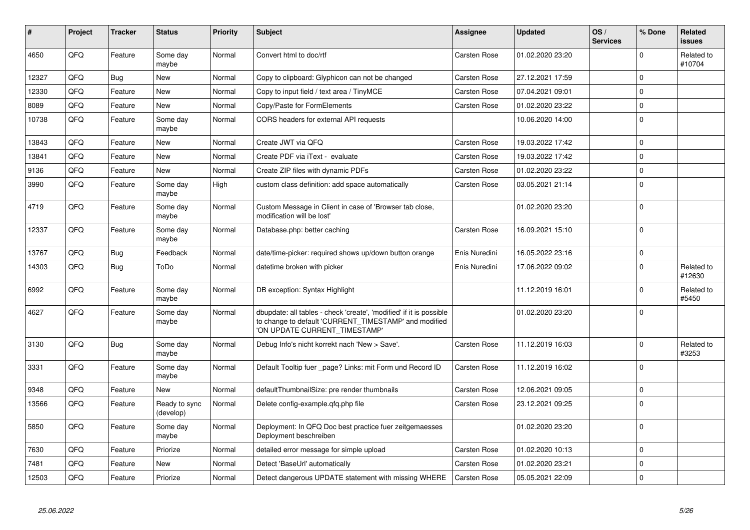| # | Project | Tracker | Status | Priority | Subject | Assignee | Updated | OS / Services | % Done | Related issues |
|---|---|---|---|---|---|---|---|---|---|---|
| 4650 | QFQ | Feature | Some day maybe | Normal | Convert html to doc/rtf | Carsten Rose | 01.02.2020 23:20 | | 0 | Related to #10704 |
| 12327 | QFQ | Bug | New | Normal | Copy to clipboard: Glyphicon can not be changed | Carsten Rose | 27.12.2021 17:59 | | 0 | |
| 12330 | QFQ | Feature | New | Normal | Copy to input field / text area / TinyMCE | Carsten Rose | 07.04.2021 09:01 | | 0 | |
| 8089 | QFQ | Feature | New | Normal | Copy/Paste for FormElements | Carsten Rose | 01.02.2020 23:22 | | 0 | |
| 10738 | QFQ | Feature | Some day maybe | Normal | CORS headers for external API requests | | 10.06.2020 14:00 | | 0 | |
| 13843 | QFQ | Feature | New | Normal | Create JWT via QFQ | Carsten Rose | 19.03.2022 17:42 | | 0 | |
| 13841 | QFQ | Feature | New | Normal | Create PDF via iText - evaluate | Carsten Rose | 19.03.2022 17:42 | | 0 | |
| 9136 | QFQ | Feature | New | Normal | Create ZIP files with dynamic PDFs | Carsten Rose | 01.02.2020 23:22 | | 0 | |
| 3990 | QFQ | Feature | Some day maybe | High | custom class definition: add space automatically | Carsten Rose | 03.05.2021 21:14 | | 0 | |
| 4719 | QFQ | Feature | Some day maybe | Normal | Custom Message in Client in case of 'Browser tab close, modification will be lost' | | 01.02.2020 23:20 | | 0 | |
| 12337 | QFQ | Feature | Some day maybe | Normal | Database.php: better caching | Carsten Rose | 16.09.2021 15:10 | | 0 | |
| 13767 | QFQ | Bug | Feedback | Normal | date/time-picker: required shows up/down button orange | Enis Nuredini | 16.05.2022 23:16 | | 0 | |
| 14303 | QFQ | Bug | ToDo | Normal | datetime broken with picker | Enis Nuredini | 17.06.2022 09:02 | | 0 | Related to #12630 |
| 6992 | QFQ | Feature | Some day maybe | Normal | DB exception: Syntax Highlight | | 11.12.2019 16:01 | | 0 | Related to #5450 |
| 4627 | QFQ | Feature | Some day maybe | Normal | dbupdate: all tables - check 'create', 'modified' if it is possible to change to default 'CURRENT_TIMESTAMP' and modified 'ON UPDATE CURRENT_TIMESTAMP' | | 01.02.2020 23:20 | | 0 | |
| 3130 | QFQ | Bug | Some day maybe | Normal | Debug Info's nicht korrekt nach 'New > Save'. | Carsten Rose | 11.12.2019 16:03 | | 0 | Related to #3253 |
| 3331 | QFQ | Feature | Some day maybe | Normal | Default Tooltip fuer _page? Links: mit Form und Record ID | Carsten Rose | 11.12.2019 16:02 | | 0 | |
| 9348 | QFQ | Feature | New | Normal | defaultThumbnailSize: pre render thumbnails | Carsten Rose | 12.06.2021 09:05 | | 0 | |
| 13566 | QFQ | Feature | Ready to sync (develop) | Normal | Delete config-example.qfq.php file | Carsten Rose | 23.12.2021 09:25 | | 0 | |
| 5850 | QFQ | Feature | Some day maybe | Normal | Deployment: In QFQ Doc best practice fuer zeitgemaesses Deployment beschreiben | | 01.02.2020 23:20 | | 0 | |
| 7630 | QFQ | Feature | Priorize | Normal | detailed error message for simple upload | Carsten Rose | 01.02.2020 10:13 | | 0 | |
| 7481 | QFQ | Feature | New | Normal | Detect 'BaseUrl' automatically | Carsten Rose | 01.02.2020 23:21 | | 0 | |
| 12503 | QFQ | Feature | Priorize | Normal | Detect dangerous UPDATE statement with missing WHERE | Carsten Rose | 05.05.2021 22:09 | | 0 | |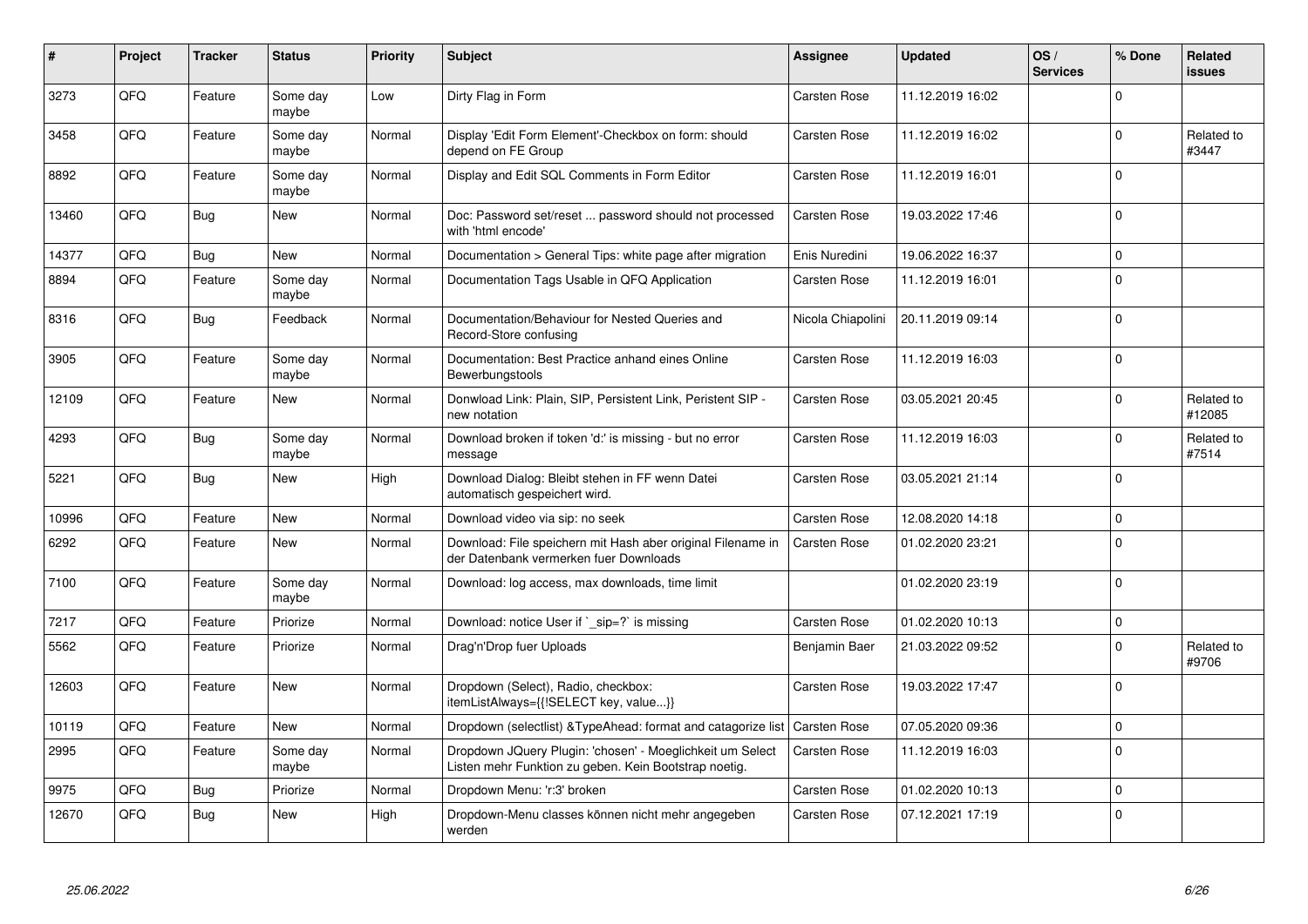| # | Project | Tracker | Status | Priority | Subject | Assignee | Updated | OS / Services | % Done | Related issues |
|---|---|---|---|---|---|---|---|---|---|---|
| 3273 | QFQ | Feature | Some day maybe | Low | Dirty Flag in Form | Carsten Rose | 11.12.2019 16:02 | | 0 | |
| 3458 | QFQ | Feature | Some day maybe | Normal | Display 'Edit Form Element'-Checkbox on form: should depend on FE Group | Carsten Rose | 11.12.2019 16:02 | | 0 | Related to #3447 |
| 8892 | QFQ | Feature | Some day maybe | Normal | Display and Edit SQL Comments in Form Editor | Carsten Rose | 11.12.2019 16:01 | | 0 | |
| 13460 | QFQ | Bug | New | Normal | Doc: Password set/reset ... password should not processed with 'html encode' | Carsten Rose | 19.03.2022 17:46 | | 0 | |
| 14377 | QFQ | Bug | New | Normal | Documentation > General Tips: white page after migration | Enis Nuredini | 19.06.2022 16:37 | | 0 | |
| 8894 | QFQ | Feature | Some day maybe | Normal | Documentation Tags Usable in QFQ Application | Carsten Rose | 11.12.2019 16:01 | | 0 | |
| 8316 | QFQ | Bug | Feedback | Normal | Documentation/Behaviour for Nested Queries and Record-Store confusing | Nicola Chiapolini | 20.11.2019 09:14 | | 0 | |
| 3905 | QFQ | Feature | Some day maybe | Normal | Documentation: Best Practice anhand eines Online Bewerbungstools | Carsten Rose | 11.12.2019 16:03 | | 0 | |
| 12109 | QFQ | Feature | New | Normal | Donwload Link: Plain, SIP, Persistent Link, Peristent SIP - new notation | Carsten Rose | 03.05.2021 20:45 | | 0 | Related to #12085 |
| 4293 | QFQ | Bug | Some day maybe | Normal | Download broken if token 'd:' is missing - but no error message | Carsten Rose | 11.12.2019 16:03 | | 0 | Related to #7514 |
| 5221 | QFQ | Bug | New | High | Download Dialog: Bleibt stehen in FF wenn Datei automatisch gespeichert wird. | Carsten Rose | 03.05.2021 21:14 | | 0 | |
| 10996 | QFQ | Feature | New | Normal | Download video via sip: no seek | Carsten Rose | 12.08.2020 14:18 | | 0 | |
| 6292 | QFQ | Feature | New | Normal | Download: File speichern mit Hash aber original Filename in der Datenbank vermerken fuer Downloads | Carsten Rose | 01.02.2020 23:21 | | 0 | |
| 7100 | QFQ | Feature | Some day maybe | Normal | Download: log access, max downloads, time limit | | 01.02.2020 23:19 | | 0 | |
| 7217 | QFQ | Feature | Priorize | Normal | Download: notice User if `_sip=?` is missing | Carsten Rose | 01.02.2020 10:13 | | 0 | |
| 5562 | QFQ | Feature | Priorize | Normal | Drag'n'Drop fuer Uploads | Benjamin Baer | 21.03.2022 09:52 | | 0 | Related to #9706 |
| 12603 | QFQ | Feature | New | Normal | Dropdown (Select), Radio, checkbox: itemListAlways={{!SELECT key, value...}} | Carsten Rose | 19.03.2022 17:47 | | 0 | |
| 10119 | QFQ | Feature | New | Normal | Dropdown (selectlist) &TypeAhead: format and catagorize list | Carsten Rose | 07.05.2020 09:36 | | 0 | |
| 2995 | QFQ | Feature | Some day maybe | Normal | Dropdown JQuery Plugin: 'chosen' - Moeglichkeit um Select Listen mehr Funktion zu geben. Kein Bootstrap noetig. | Carsten Rose | 11.12.2019 16:03 | | 0 | |
| 9975 | QFQ | Bug | Priorize | Normal | Dropdown Menu: 'r:3' broken | Carsten Rose | 01.02.2020 10:13 | | 0 | |
| 12670 | QFQ | Bug | New | High | Dropdown-Menu classes können nicht mehr angegeben werden | Carsten Rose | 07.12.2021 17:19 | | 0 | |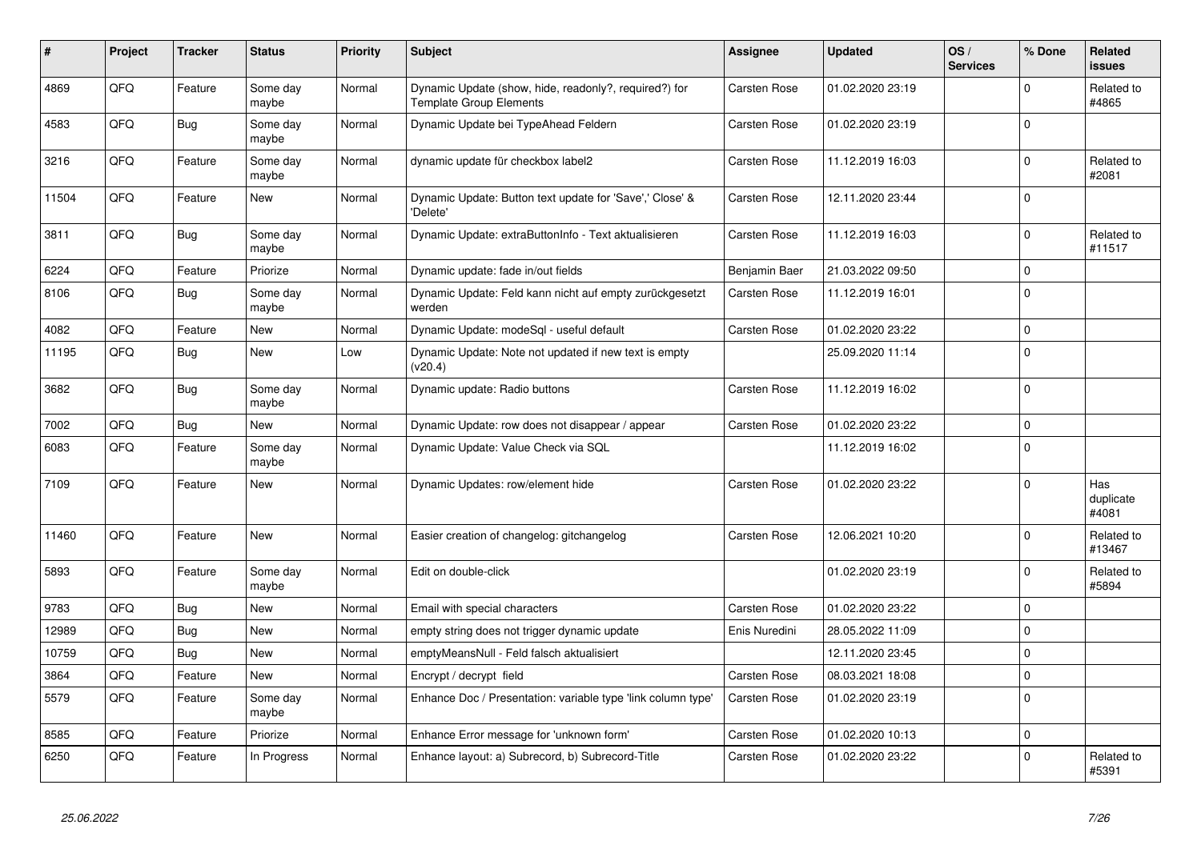| # | Project | Tracker | Status | Priority | Subject | Assignee | Updated | OS / Services | % Done | Related issues |
|---|---|---|---|---|---|---|---|---|---|---|
| 4869 | QFQ | Feature | Some day maybe | Normal | Dynamic Update (show, hide, readonly?, required?) for Template Group Elements | Carsten Rose | 01.02.2020 23:19 | | 0 | Related to #4865 |
| 4583 | QFQ | Bug | Some day maybe | Normal | Dynamic Update bei TypeAhead Feldern | Carsten Rose | 01.02.2020 23:19 | | 0 | |
| 3216 | QFQ | Feature | Some day maybe | Normal | dynamic update für checkbox label2 | Carsten Rose | 11.12.2019 16:03 | | 0 | Related to #2081 |
| 11504 | QFQ | Feature | New | Normal | Dynamic Update: Button text update for 'Save',' Close' & 'Delete' | Carsten Rose | 12.11.2020 23:44 | | 0 | |
| 3811 | QFQ | Bug | Some day maybe | Normal | Dynamic Update: extraButtonInfo - Text aktualisieren | Carsten Rose | 11.12.2019 16:03 | | 0 | Related to #11517 |
| 6224 | QFQ | Feature | Priorize | Normal | Dynamic update: fade in/out fields | Benjamin Baer | 21.03.2022 09:50 | | 0 | |
| 8106 | QFQ | Bug | Some day maybe | Normal | Dynamic Update: Feld kann nicht auf empty zurückgesetzt werden | Carsten Rose | 11.12.2019 16:01 | | 0 | |
| 4082 | QFQ | Feature | New | Normal | Dynamic Update: modeSql - useful default | Carsten Rose | 01.02.2020 23:22 | | 0 | |
| 11195 | QFQ | Bug | New | Low | Dynamic Update: Note not updated if new text is empty (v20.4) | | 25.09.2020 11:14 | | 0 | |
| 3682 | QFQ | Bug | Some day maybe | Normal | Dynamic update: Radio buttons | Carsten Rose | 11.12.2019 16:02 | | 0 | |
| 7002 | QFQ | Bug | New | Normal | Dynamic Update: row does not disappear / appear | Carsten Rose | 01.02.2020 23:22 | | 0 | |
| 6083 | QFQ | Feature | Some day maybe | Normal | Dynamic Update: Value Check via SQL | | 11.12.2019 16:02 | | 0 | |
| 7109 | QFQ | Feature | New | Normal | Dynamic Updates: row/element hide | Carsten Rose | 01.02.2020 23:22 | | 0 | Has duplicate #4081 |
| 11460 | QFQ | Feature | New | Normal | Easier creation of changelog: gitchangelog | Carsten Rose | 12.06.2021 10:20 | | 0 | Related to #13467 |
| 5893 | QFQ | Feature | Some day maybe | Normal | Edit on double-click | | 01.02.2020 23:19 | | 0 | Related to #5894 |
| 9783 | QFQ | Bug | New | Normal | Email with special characters | Carsten Rose | 01.02.2020 23:22 | | 0 | |
| 12989 | QFQ | Bug | New | Normal | empty string does not trigger dynamic update | Enis Nuredini | 28.05.2022 11:09 | | 0 | |
| 10759 | QFQ | Bug | New | Normal | emptyMeansNull - Feld falsch aktualisiert | | 12.11.2020 23:45 | | 0 | |
| 3864 | QFQ | Feature | New | Normal | Encrypt / decrypt field | Carsten Rose | 08.03.2021 18:08 | | 0 | |
| 5579 | QFQ | Feature | Some day maybe | Normal | Enhance Doc / Presentation: variable type 'link column type' | Carsten Rose | 01.02.2020 23:19 | | 0 | |
| 8585 | QFQ | Feature | Priorize | Normal | Enhance Error message for 'unknown form' | Carsten Rose | 01.02.2020 10:13 | | 0 | |
| 6250 | QFQ | Feature | In Progress | Normal | Enhance layout: a) Subrecord, b) Subrecord-Title | Carsten Rose | 01.02.2020 23:22 | | 0 | Related to #5391 |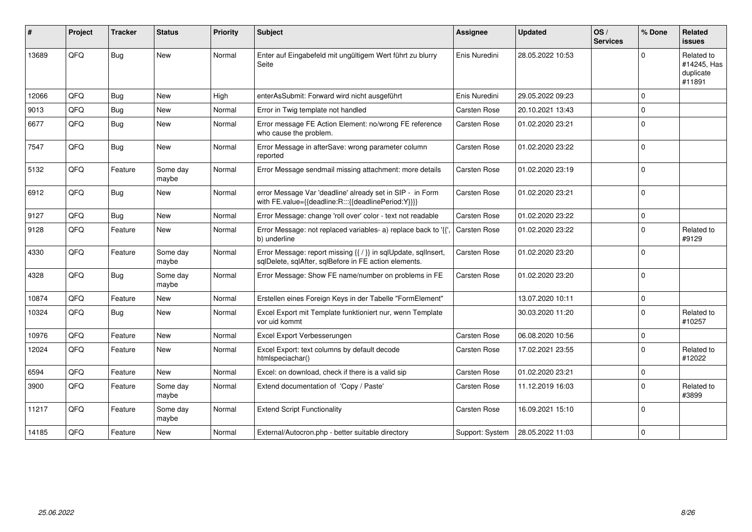| # | Project | Tracker | Status | Priority | Subject | Assignee | Updated | OS / Services | % Done | Related issues |
|---|---|---|---|---|---|---|---|---|---|---|
| 13689 | QFQ | Bug | New | Normal | Enter auf Eingabefeld mit ungültigem Wert führt zu blurry Seite | Enis Nuredini | 28.05.2022 10:53 | | 0 | Related to #14245, Has duplicate #11891 |
| 12066 | QFQ | Bug | New | High | enterAsSubmit: Forward wird nicht ausgeführt | Enis Nuredini | 29.05.2022 09:23 | | 0 | |
| 9013 | QFQ | Bug | New | Normal | Error in Twig template not handled | Carsten Rose | 20.10.2021 13:43 | | 0 | |
| 6677 | QFQ | Bug | New | Normal | Error message FE Action Element: no/wrong FE reference who cause the problem. | Carsten Rose | 01.02.2020 23:21 | | 0 | |
| 7547 | QFQ | Bug | New | Normal | Error Message in afterSave: wrong parameter column reported | Carsten Rose | 01.02.2020 23:22 | | 0 | |
| 5132 | QFQ | Feature | Some day maybe | Normal | Error Message sendmail missing attachment: more details | Carsten Rose | 01.02.2020 23:19 | | 0 | |
| 6912 | QFQ | Bug | New | Normal | error Message Var 'deadline' already set in SIP - in Form with FE.value={{deadline:R:::{{deadlinePeriod:Y}}}} | Carsten Rose | 01.02.2020 23:21 | | 0 | |
| 9127 | QFQ | Bug | New | Normal | Error Message: change 'roll over' color - text not readable | Carsten Rose | 01.02.2020 23:22 | | 0 | |
| 9128 | QFQ | Feature | New | Normal | Error Message: not replaced variables- a) replace back to '{{', b) underline | Carsten Rose | 01.02.2020 23:22 | | 0 | Related to #9129 |
| 4330 | QFQ | Feature | Some day maybe | Normal | Error Message: report missing {{ / }} in sqlUpdate, sqlInsert, sqlDelete, sqlAfter, sqlBefore in FE action elements. | Carsten Rose | 01.02.2020 23:20 | | 0 | |
| 4328 | QFQ | Bug | Some day maybe | Normal | Error Message: Show FE name/number on problems in FE | Carsten Rose | 01.02.2020 23:20 | | 0 | |
| 10874 | QFQ | Feature | New | Normal | Erstellen eines Foreign Keys in der Tabelle "FormElement" | | 13.07.2020 10:11 | | 0 | |
| 10324 | QFQ | Bug | New | Normal | Excel Export mit Template funktioniert nur, wenn Template vor uid kommt | | 30.03.2020 11:20 | | 0 | Related to #10257 |
| 10976 | QFQ | Feature | New | Normal | Excel Export Verbesserungen | Carsten Rose | 06.08.2020 10:56 | | 0 | |
| 12024 | QFQ | Feature | New | Normal | Excel Export: text columns by default decode htmlspeciachar() | Carsten Rose | 17.02.2021 23:55 | | 0 | Related to #12022 |
| 6594 | QFQ | Feature | New | Normal | Excel: on download, check if there is a valid sip | Carsten Rose | 01.02.2020 23:21 | | 0 | |
| 3900 | QFQ | Feature | Some day maybe | Normal | Extend documentation of 'Copy / Paste' | Carsten Rose | 11.12.2019 16:03 | | 0 | Related to #3899 |
| 11217 | QFQ | Feature | Some day maybe | Normal | Extend Script Functionality | Carsten Rose | 16.09.2021 15:10 | | 0 | |
| 14185 | QFQ | Feature | New | Normal | External/Autocron.php - better suitable directory | Support: System | 28.05.2022 11:03 | | 0 | |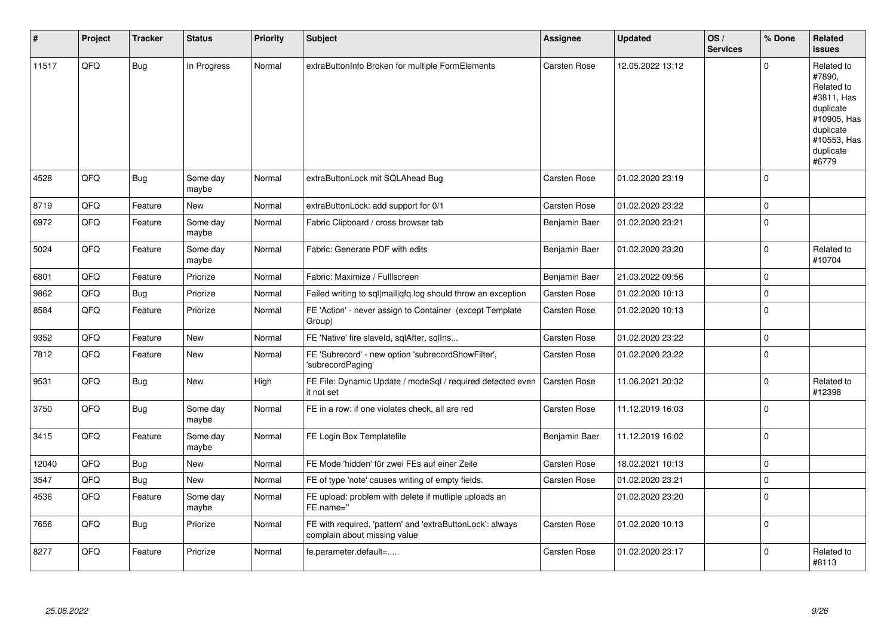| # | Project | Tracker | Status | Priority | Subject | Assignee | Updated | OS / Services | % Done | Related issues |
|---|---|---|---|---|---|---|---|---|---|---|
| 11517 | QFQ | Bug | In Progress | Normal | extraButtonInfo Broken for multiple FormElements | Carsten Rose | 12.05.2022 13:12 | | 0 | Related to #7890, Related to #3811, Has duplicate #10905, Has duplicate #10553, Has duplicate #6779 |
| 4528 | QFQ | Bug | Some day maybe | Normal | extraButtonLock mit SQLAhead Bug | Carsten Rose | 01.02.2020 23:19 | | 0 | |
| 8719 | QFQ | Feature | New | Normal | extraButtonLock: add support for 0/1 | Carsten Rose | 01.02.2020 23:22 | | 0 | |
| 6972 | QFQ | Feature | Some day maybe | Normal | Fabric Clipboard / cross browser tab | Benjamin Baer | 01.02.2020 23:21 | | 0 | |
| 5024 | QFQ | Feature | Some day maybe | Normal | Fabric: Generate PDF with edits | Benjamin Baer | 01.02.2020 23:20 | | 0 | Related to #10704 |
| 6801 | QFQ | Feature | Priorize | Normal | Fabric: Maximize / Fulllscreen | Benjamin Baer | 21.03.2022 09:56 | | 0 | |
| 9862 | QFQ | Bug | Priorize | Normal | Failed writing to sql\|mail\|qfq.log should throw an exception | Carsten Rose | 01.02.2020 10:13 | | 0 | |
| 8584 | QFQ | Feature | Priorize | Normal | FE 'Action' - never assign to Container (except Template Group) | Carsten Rose | 01.02.2020 10:13 | | 0 | |
| 9352 | QFQ | Feature | New | Normal | FE 'Native' fire slaveId, sqlAfter, sqlIns... | Carsten Rose | 01.02.2020 23:22 | | 0 | |
| 7812 | QFQ | Feature | New | Normal | FE 'Subrecord' - new option 'subrecordShowFilter', 'subrecordPaging' | Carsten Rose | 01.02.2020 23:22 | | 0 | |
| 9531 | QFQ | Bug | New | High | FE File: Dynamic Update / modeSql / required detected even it not set | Carsten Rose | 11.06.2021 20:32 | | 0 | Related to #12398 |
| 3750 | QFQ | Bug | Some day maybe | Normal | FE in a row: if one violates check, all are red | Carsten Rose | 11.12.2019 16:03 | | 0 | |
| 3415 | QFQ | Feature | Some day maybe | Normal | FE Login Box Templatefile | Benjamin Baer | 11.12.2019 16:02 | | 0 | |
| 12040 | QFQ | Bug | New | Normal | FE Mode 'hidden' für zwei FEs auf einer Zeile | Carsten Rose | 18.02.2021 10:13 | | 0 | |
| 3547 | QFQ | Bug | New | Normal | FE of type 'note' causes writing of empty fields. | Carsten Rose | 01.02.2020 23:21 | | 0 | |
| 4536 | QFQ | Feature | Some day maybe | Normal | FE upload: problem with delete if mutliple uploads an FE.name=" | | 01.02.2020 23:20 | | 0 | |
| 7656 | QFQ | Bug | Priorize | Normal | FE with required, 'pattern' and 'extraButtonLock': always complain about missing value | Carsten Rose | 01.02.2020 10:13 | | 0 | |
| 8277 | QFQ | Feature | Priorize | Normal | fe.parameter.default=..... | Carsten Rose | 01.02.2020 23:17 | | 0 | Related to #8113 |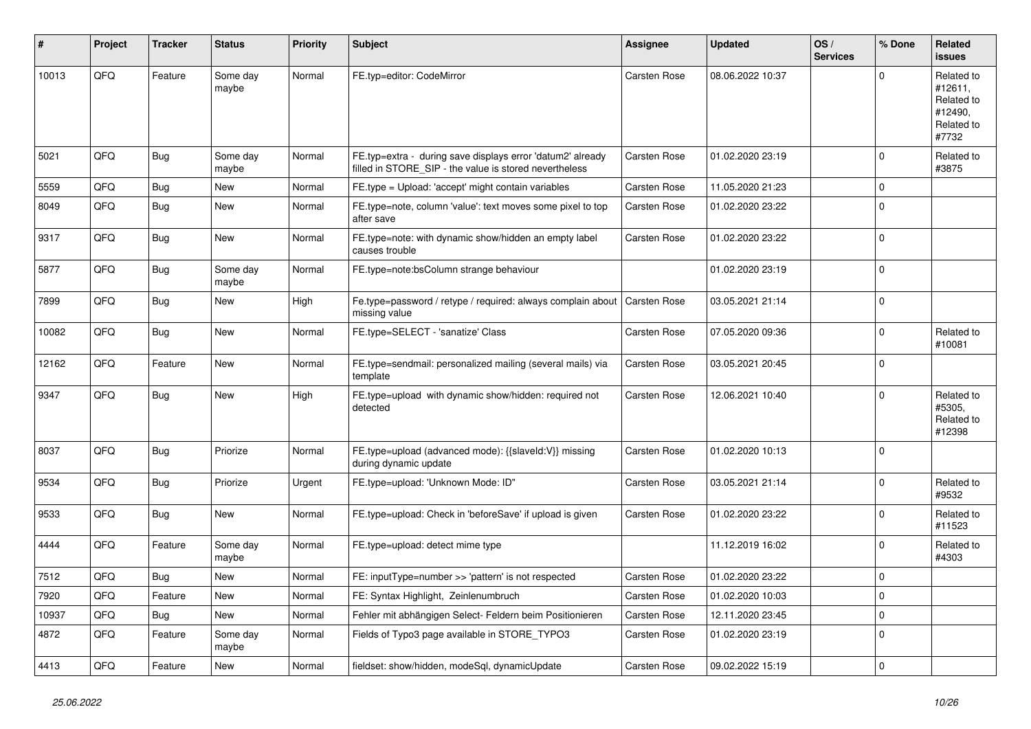| # | Project | Tracker | Status | Priority | Subject | Assignee | Updated | OS / Services | % Done | Related issues |
|---|---|---|---|---|---|---|---|---|---|---|
| 10013 | QFQ | Feature | Some day maybe | Normal | FE.typ=editor: CodeMirror | Carsten Rose | 08.06.2022 10:37 | | 0 | Related to #12611, Related to #12490, Related to #7732 |
| 5021 | QFQ | Bug | Some day maybe | Normal | FE.typ=extra - during save displays error 'datum2' already filled in STORE_SIP - the value is stored nevertheless | Carsten Rose | 01.02.2020 23:19 | | 0 | Related to #3875 |
| 5559 | QFQ | Bug | New | Normal | FE.type = Upload: 'accept' might contain variables | Carsten Rose | 11.05.2020 21:23 | | 0 | |
| 8049 | QFQ | Bug | New | Normal | FE.type=note, column 'value': text moves some pixel to top after save | Carsten Rose | 01.02.2020 23:22 | | 0 | |
| 9317 | QFQ | Bug | New | Normal | FE.type=note: with dynamic show/hidden an empty label causes trouble | Carsten Rose | 01.02.2020 23:22 | | 0 | |
| 5877 | QFQ | Bug | Some day maybe | Normal | FE.type=note:bsColumn strange behaviour | | 01.02.2020 23:19 | | 0 | |
| 7899 | QFQ | Bug | New | High | Fe.type=password / retype / required: always complain about missing value | Carsten Rose | 03.05.2021 21:14 | | 0 | |
| 10082 | QFQ | Bug | New | Normal | FE.type=SELECT - 'sanatize' Class | Carsten Rose | 07.05.2020 09:36 | | 0 | Related to #10081 |
| 12162 | QFQ | Feature | New | Normal | FE.type=sendmail: personalized mailing (several mails) via template | Carsten Rose | 03.05.2021 20:45 | | 0 | |
| 9347 | QFQ | Bug | New | High | FE.type=upload with dynamic show/hidden: required not detected | Carsten Rose | 12.06.2021 10:40 | | 0 | Related to #5305, Related to #12398 |
| 8037 | QFQ | Bug | Priorize | Normal | FE.type=upload (advanced mode): {{slaveId:V}} missing during dynamic update | Carsten Rose | 01.02.2020 10:13 | | 0 | |
| 9534 | QFQ | Bug | Priorize | Urgent | FE.type=upload: 'Unknown Mode: ID" | Carsten Rose | 03.05.2021 21:14 | | 0 | Related to #9532 |
| 9533 | QFQ | Bug | New | Normal | FE.type=upload: Check in 'beforeSave' if upload is given | Carsten Rose | 01.02.2020 23:22 | | 0 | Related to #11523 |
| 4444 | QFQ | Feature | Some day maybe | Normal | FE.type=upload: detect mime type | | 11.12.2019 16:02 | | 0 | Related to #4303 |
| 7512 | QFQ | Bug | New | Normal | FE: inputType=number >> 'pattern' is not respected | Carsten Rose | 01.02.2020 23:22 | | 0 | |
| 7920 | QFQ | Feature | New | Normal | FE: Syntax Highlight, Zeinlenumbruch | Carsten Rose | 01.02.2020 10:03 | | 0 | |
| 10937 | QFQ | Bug | New | Normal | Fehler mit abhängigen Select- Feldern beim Positionieren | Carsten Rose | 12.11.2020 23:45 | | 0 | |
| 4872 | QFQ | Feature | Some day maybe | Normal | Fields of Typo3 page available in STORE_TYPO3 | Carsten Rose | 01.02.2020 23:19 | | 0 | |
| 4413 | QFQ | Feature | New | Normal | fieldset: show/hidden, modeSql, dynamicUpdate | Carsten Rose | 09.02.2022 15:19 | | 0 | |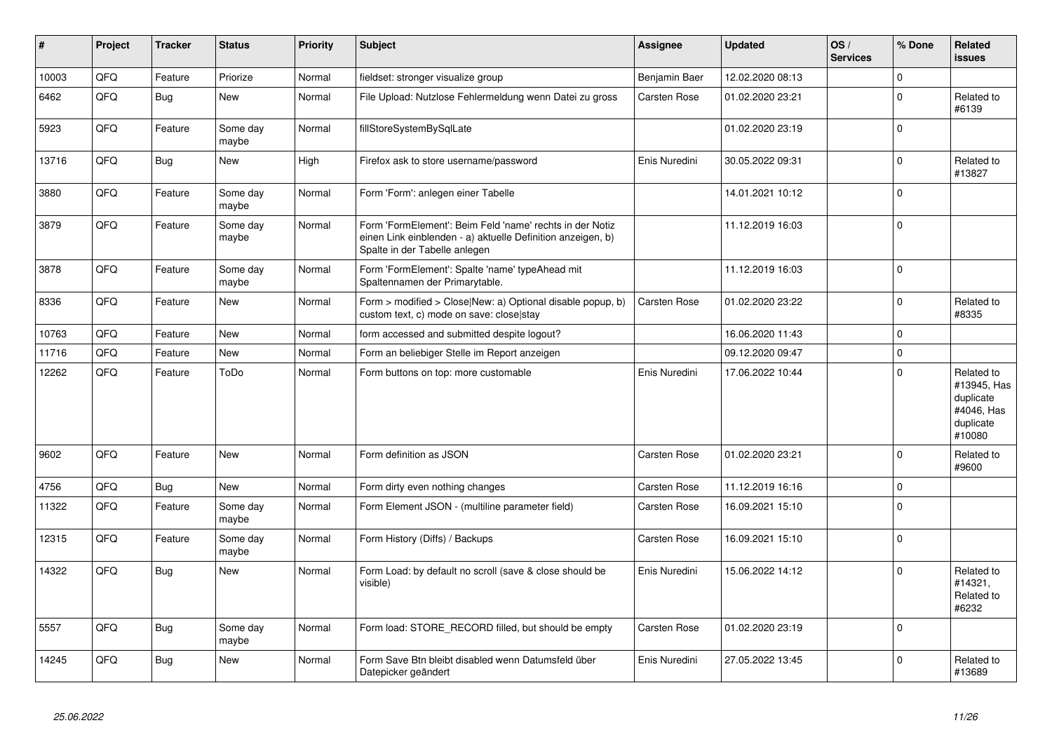| # | Project | Tracker | Status | Priority | Subject | Assignee | Updated | OS / Services | % Done | Related issues |
|---|---|---|---|---|---|---|---|---|---|---|
| 10003 | QFQ | Feature | Priorize | Normal | fieldset: stronger visualize group | Benjamin Baer | 12.02.2020 08:13 | | 0 | |
| 6462 | QFQ | Bug | New | Normal | File Upload: Nutzlose Fehlermeldung wenn Datei zu gross | Carsten Rose | 01.02.2020 23:21 | | 0 | Related to #6139 |
| 5923 | QFQ | Feature | Some day maybe | Normal | fillStoreSystemBySqlLate | | 01.02.2020 23:19 | | 0 | |
| 13716 | QFQ | Bug | New | High | Firefox ask to store username/password | Enis Nuredini | 30.05.2022 09:31 | | 0 | Related to #13827 |
| 3880 | QFQ | Feature | Some day maybe | Normal | Form 'Form': anlegen einer Tabelle | | 14.01.2021 10:12 | | 0 | |
| 3879 | QFQ | Feature | Some day maybe | Normal | Form 'FormElement': Beim Feld 'name' rechts in der Notiz einen Link einblenden - a) aktuelle Definition anzeigen, b) Spalte in der Tabelle anlegen | | 11.12.2019 16:03 | | 0 | |
| 3878 | QFQ | Feature | Some day maybe | Normal | Form 'FormElement': Spalte 'name' typeAhead mit Spaltennamen der Primarytable. | | 11.12.2019 16:03 | | 0 | |
| 8336 | QFQ | Feature | New | Normal | Form > modified > Close\|New: a) Optional disable popup, b) custom text, c) mode on save: close\|stay | Carsten Rose | 01.02.2020 23:22 | | 0 | Related to #8335 |
| 10763 | QFQ | Feature | New | Normal | form accessed and submitted despite logout? | | 16.06.2020 11:43 | | 0 | |
| 11716 | QFQ | Feature | New | Normal | Form an beliebiger Stelle im Report anzeigen | | 09.12.2020 09:47 | | 0 | |
| 12262 | QFQ | Feature | ToDo | Normal | Form buttons on top: more customable | Enis Nuredini | 17.06.2022 10:44 | | 0 | Related to #13945, Has duplicate #4046, Has duplicate #10080 |
| 9602 | QFQ | Feature | New | Normal | Form definition as JSON | Carsten Rose | 01.02.2020 23:21 | | 0 | Related to #9600 |
| 4756 | QFQ | Bug | New | Normal | Form dirty even nothing changes | Carsten Rose | 11.12.2019 16:16 | | 0 | |
| 11322 | QFQ | Feature | Some day maybe | Normal | Form Element JSON - (multiline parameter field) | Carsten Rose | 16.09.2021 15:10 | | 0 | |
| 12315 | QFQ | Feature | Some day maybe | Normal | Form History (Diffs) / Backups | Carsten Rose | 16.09.2021 15:10 | | 0 | |
| 14322 | QFQ | Bug | New | Normal | Form Load: by default no scroll (save & close should be visible) | Enis Nuredini | 15.06.2022 14:12 | | 0 | Related to #14321, Related to #6232 |
| 5557 | QFQ | Bug | Some day maybe | Normal | Form load: STORE_RECORD filled, but should be empty | Carsten Rose | 01.02.2020 23:19 | | 0 | |
| 14245 | QFQ | Bug | New | Normal | Form Save Btn bleibt disabled wenn Datumsfeld über Datepicker geändert | Enis Nuredini | 27.05.2022 13:45 | | 0 | Related to #13689 |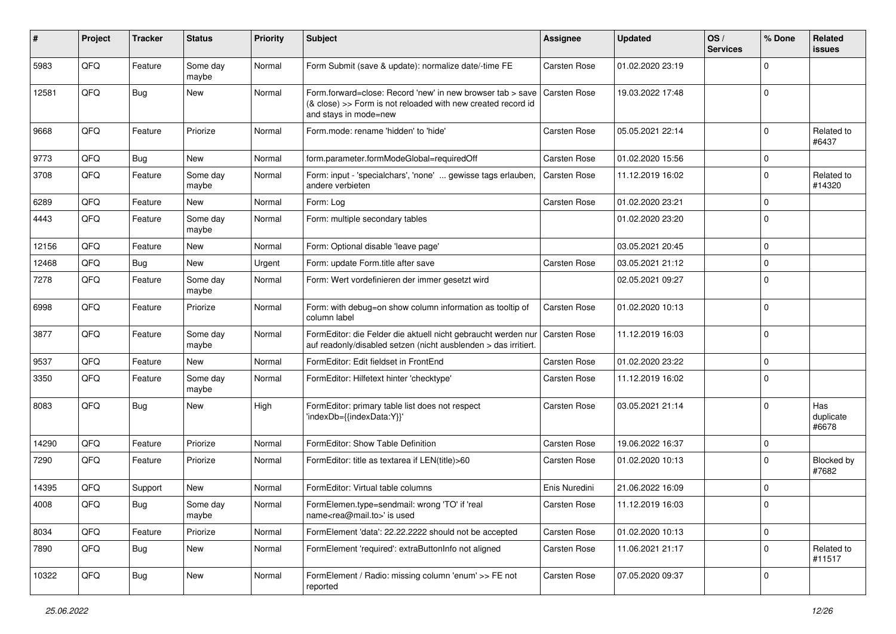| # | Project | Tracker | Status | Priority | Subject | Assignee | Updated | OS / Services | % Done | Related issues |
|---|---|---|---|---|---|---|---|---|---|---|
| 5983 | QFQ | Feature | Some day maybe | Normal | Form Submit (save & update): normalize date/-time FE | Carsten Rose | 01.02.2020 23:19 | | 0 | |
| 12581 | QFQ | Bug | New | Normal | Form.forward=close: Record 'new' in new browser tab > save (& close) >> Form is not reloaded with new created record id and stays in mode=new | Carsten Rose | 19.03.2022 17:48 | | 0 | |
| 9668 | QFQ | Feature | Priorize | Normal | Form.mode: rename 'hidden' to 'hide' | Carsten Rose | 05.05.2021 22:14 | | 0 | Related to #6437 |
| 9773 | QFQ | Bug | New | Normal | form.parameter.formModeGlobal=requiredOff | Carsten Rose | 01.02.2020 15:56 | | 0 | |
| 3708 | QFQ | Feature | Some day maybe | Normal | Form: input - 'specialchars', 'none' ... gewisse tags erlauben, andere verbieten | Carsten Rose | 11.12.2019 16:02 | | 0 | Related to #14320 |
| 6289 | QFQ | Feature | New | Normal | Form: Log | Carsten Rose | 01.02.2020 23:21 | | 0 | |
| 4443 | QFQ | Feature | Some day maybe | Normal | Form: multiple secondary tables | | 01.02.2020 23:20 | | 0 | |
| 12156 | QFQ | Feature | New | Normal | Form: Optional disable 'leave page' | | 03.05.2021 20:45 | | 0 | |
| 12468 | QFQ | Bug | New | Urgent | Form: update Form.title after save | Carsten Rose | 03.05.2021 21:12 | | 0 | |
| 7278 | QFQ | Feature | Some day maybe | Normal | Form: Wert vordefinieren der immer gesetzt wird | | 02.05.2021 09:27 | | 0 | |
| 6998 | QFQ | Feature | Priorize | Normal | Form: with debug=on show column information as tooltip of column label | Carsten Rose | 01.02.2020 10:13 | | 0 | |
| 3877 | QFQ | Feature | Some day maybe | Normal | FormEditor: die Felder die aktuell nicht gebraucht werden nur auf readonly/disabled setzen (nicht ausblenden > das irritiert. | Carsten Rose | 11.12.2019 16:03 | | 0 | |
| 9537 | QFQ | Feature | New | Normal | FormEditor: Edit fieldset in FrontEnd | Carsten Rose | 01.02.2020 23:22 | | 0 | |
| 3350 | QFQ | Feature | Some day maybe | Normal | FormEditor: Hilfetext hinter 'checktype' | Carsten Rose | 11.12.2019 16:02 | | 0 | |
| 8083 | QFQ | Bug | New | High | FormEditor: primary table list does not respect 'indexDb={{indexData:Y}}' | Carsten Rose | 03.05.2021 21:14 | | 0 | Has duplicate #6678 |
| 14290 | QFQ | Feature | Priorize | Normal | FormEditor: Show Table Definition | Carsten Rose | 19.06.2022 16:37 | | 0 | |
| 7290 | QFQ | Feature | Priorize | Normal | FormEditor: title as textarea if LEN(title)>60 | Carsten Rose | 01.02.2020 10:13 | | 0 | Blocked by #7682 |
| 14395 | QFQ | Support | New | Normal | FormEditor: Virtual table columns | Enis Nuredini | 21.06.2022 16:09 | | 0 | |
| 4008 | QFQ | Bug | Some day maybe | Normal | FormElemen.type=sendmail: wrong 'TO' if 'real name<rea@mail.to>' is used | Carsten Rose | 11.12.2019 16:03 | | 0 | |
| 8034 | QFQ | Feature | Priorize | Normal | FormElement 'data': 22.22.2222 should not be accepted | Carsten Rose | 01.02.2020 10:13 | | 0 | |
| 7890 | QFQ | Bug | New | Normal | FormElement 'required': extraButtonInfo not aligned | Carsten Rose | 11.06.2021 21:17 | | 0 | Related to #11517 |
| 10322 | QFQ | Bug | New | Normal | FormElement / Radio: missing column 'enum' >> FE not reported | Carsten Rose | 07.05.2020 09:37 | | 0 | |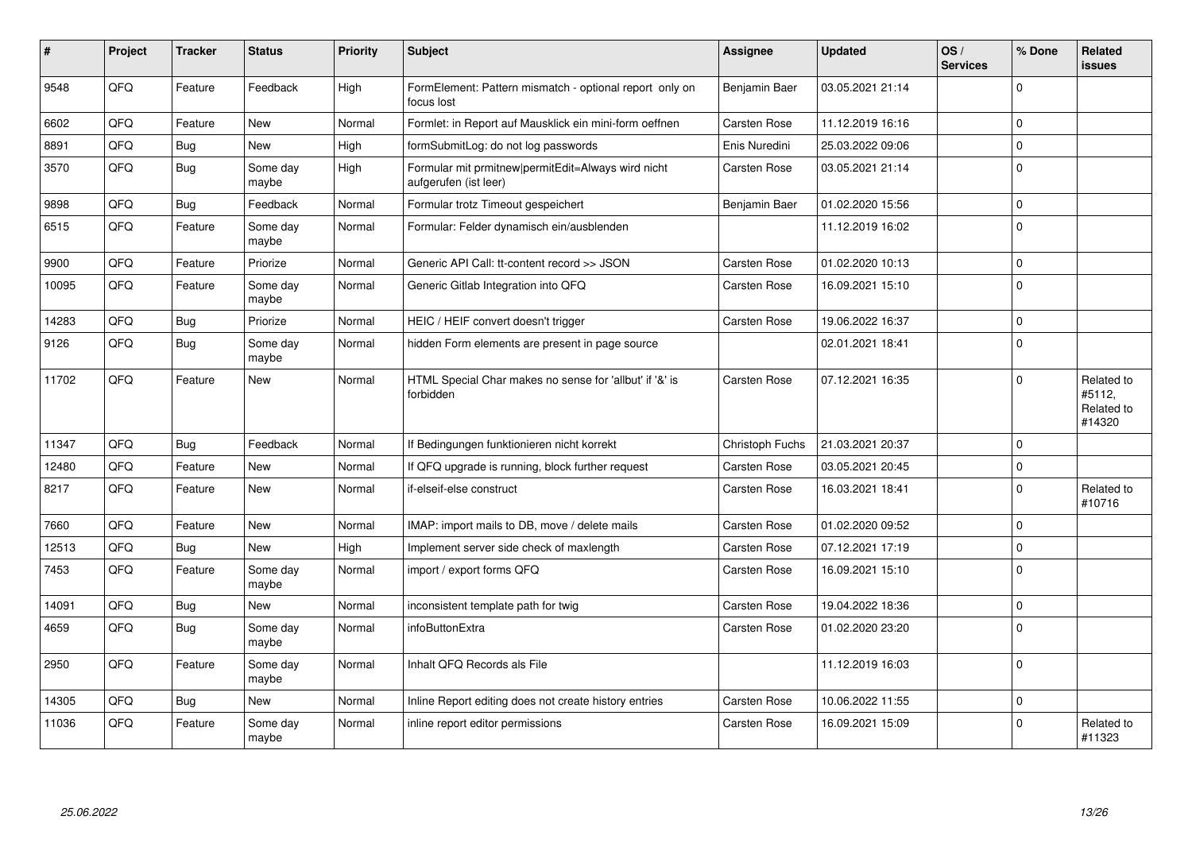| # | Project | Tracker | Status | Priority | Subject | Assignee | Updated | OS / Services | % Done | Related issues |
|---|---|---|---|---|---|---|---|---|---|---|
| 9548 | QFQ | Feature | Feedback | High | FormElement: Pattern mismatch - optional report only on focus lost | Benjamin Baer | 03.05.2021 21:14 | | 0 | |
| 6602 | QFQ | Feature | New | Normal | Formlet: in Report auf Mausklick ein mini-form oeffnen | Carsten Rose | 11.12.2019 16:16 | | 0 | |
| 8891 | QFQ | Bug | New | High | formSubmitLog: do not log passwords | Enis Nuredini | 25.03.2022 09:06 | | 0 | |
| 3570 | QFQ | Bug | Some day maybe | High | Formular mit prmitnew\|permitEdit=Always wird nicht aufgerufen (ist leer) | Carsten Rose | 03.05.2021 21:14 | | 0 | |
| 9898 | QFQ | Bug | Feedback | Normal | Formular trotz Timeout gespeichert | Benjamin Baer | 01.02.2020 15:56 | | 0 | |
| 6515 | QFQ | Feature | Some day maybe | Normal | Formular: Felder dynamisch ein/ausblenden | | 11.12.2019 16:02 | | 0 | |
| 9900 | QFQ | Feature | Priorize | Normal | Generic API Call: tt-content record >> JSON | Carsten Rose | 01.02.2020 10:13 | | 0 | |
| 10095 | QFQ | Feature | Some day maybe | Normal | Generic Gitlab Integration into QFQ | Carsten Rose | 16.09.2021 15:10 | | 0 | |
| 14283 | QFQ | Bug | Priorize | Normal | HEIC / HEIF convert doesn't trigger | Carsten Rose | 19.06.2022 16:37 | | 0 | |
| 9126 | QFQ | Bug | Some day maybe | Normal | hidden Form elements are present in page source | | 02.01.2021 18:41 | | 0 | |
| 11702 | QFQ | Feature | New | Normal | HTML Special Char makes no sense for 'allbut' if '&' is forbidden | Carsten Rose | 07.12.2021 16:35 | | 0 | Related to #5112, Related to #14320 |
| 11347 | QFQ | Bug | Feedback | Normal | If Bedingungen funktionieren nicht korrekt | Christoph Fuchs | 21.03.2021 20:37 | | 0 | |
| 12480 | QFQ | Feature | New | Normal | If QFQ upgrade is running, block further request | Carsten Rose | 03.05.2021 20:45 | | 0 | |
| 8217 | QFQ | Feature | New | Normal | if-elseif-else construct | Carsten Rose | 16.03.2021 18:41 | | 0 | Related to #10716 |
| 7660 | QFQ | Feature | New | Normal | IMAP: import mails to DB, move / delete mails | Carsten Rose | 01.02.2020 09:52 | | 0 | |
| 12513 | QFQ | Bug | New | High | Implement server side check of maxlength | Carsten Rose | 07.12.2021 17:19 | | 0 | |
| 7453 | QFQ | Feature | Some day maybe | Normal | import / export forms QFQ | Carsten Rose | 16.09.2021 15:10 | | 0 | |
| 14091 | QFQ | Bug | New | Normal | inconsistent template path for twig | Carsten Rose | 19.04.2022 18:36 | | 0 | |
| 4659 | QFQ | Bug | Some day maybe | Normal | infoButtonExtra | Carsten Rose | 01.02.2020 23:20 | | 0 | |
| 2950 | QFQ | Feature | Some day maybe | Normal | Inhalt QFQ Records als File | | 11.12.2019 16:03 | | 0 | |
| 14305 | QFQ | Bug | New | Normal | Inline Report editing does not create history entries | Carsten Rose | 10.06.2022 11:55 | | 0 | |
| 11036 | QFQ | Feature | Some day maybe | Normal | inline report editor permissions | Carsten Rose | 16.09.2021 15:09 | | 0 | Related to #11323 |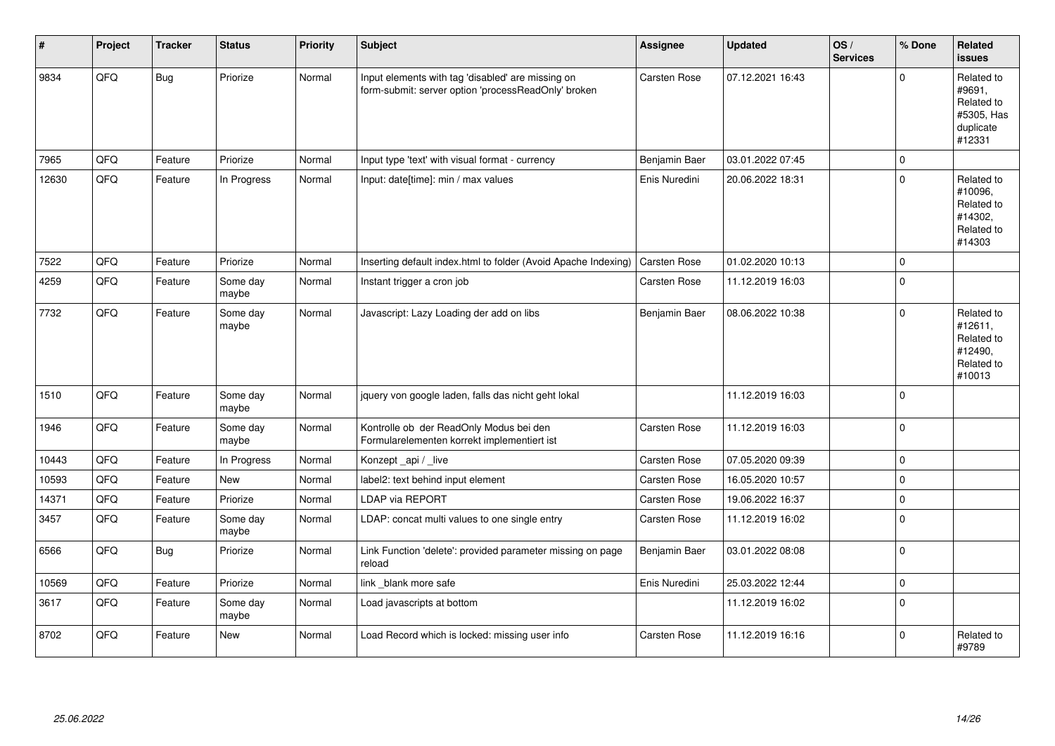| # | Project | Tracker | Status | Priority | Subject | Assignee | Updated | OS / Services | % Done | Related issues |
|---|---|---|---|---|---|---|---|---|---|---|
| 9834 | QFQ | Bug | Priorize | Normal | Input elements with tag 'disabled' are missing on form-submit: server option 'processReadOnly' broken | Carsten Rose | 07.12.2021 16:43 | | 0 | Related to #9691, Related to #5305, Has duplicate #12331 |
| 7965 | QFQ | Feature | Priorize | Normal | Input type 'text' with visual format - currency | Benjamin Baer | 03.01.2022 07:45 | | 0 | |
| 12630 | QFQ | Feature | In Progress | Normal | Input: date[time]: min / max values | Enis Nuredini | 20.06.2022 18:31 | | 0 | Related to #10096, Related to #14302, Related to #14303 |
| 7522 | QFQ | Feature | Priorize | Normal | Inserting default index.html to folder (Avoid Apache Indexing) | Carsten Rose | 01.02.2020 10:13 | | 0 | |
| 4259 | QFQ | Feature | Some day maybe | Normal | Instant trigger a cron job | Carsten Rose | 11.12.2019 16:03 | | 0 | |
| 7732 | QFQ | Feature | Some day maybe | Normal | Javascript: Lazy Loading der add on libs | Benjamin Baer | 08.06.2022 10:38 | | 0 | Related to #12611, Related to #12490, Related to #10013 |
| 1510 | QFQ | Feature | Some day maybe | Normal | jquery von google laden, falls das nicht geht lokal | | 11.12.2019 16:03 | | 0 | |
| 1946 | QFQ | Feature | Some day maybe | Normal | Kontrolle ob der ReadOnly Modus bei den Formularelementen korrekt implementiert ist | Carsten Rose | 11.12.2019 16:03 | | 0 | |
| 10443 | QFQ | Feature | In Progress | Normal | Konzept _api / _live | Carsten Rose | 07.05.2020 09:39 | | 0 | |
| 10593 | QFQ | Feature | New | Normal | label2: text behind input element | Carsten Rose | 16.05.2020 10:57 | | 0 | |
| 14371 | QFQ | Feature | Priorize | Normal | LDAP via REPORT | Carsten Rose | 19.06.2022 16:37 | | 0 | |
| 3457 | QFQ | Feature | Some day maybe | Normal | LDAP: concat multi values to one single entry | Carsten Rose | 11.12.2019 16:02 | | 0 | |
| 6566 | QFQ | Bug | Priorize | Normal | Link Function 'delete': provided parameter missing on page reload | Benjamin Baer | 03.01.2022 08:08 | | 0 | |
| 10569 | QFQ | Feature | Priorize | Normal | link _blank more safe | Enis Nuredini | 25.03.2022 12:44 | | 0 | |
| 3617 | QFQ | Feature | Some day maybe | Normal | Load javascripts at bottom | | 11.12.2019 16:02 | | 0 | |
| 8702 | QFQ | Feature | New | Normal | Load Record which is locked: missing user info | Carsten Rose | 11.12.2019 16:16 | | 0 | Related to #9789 |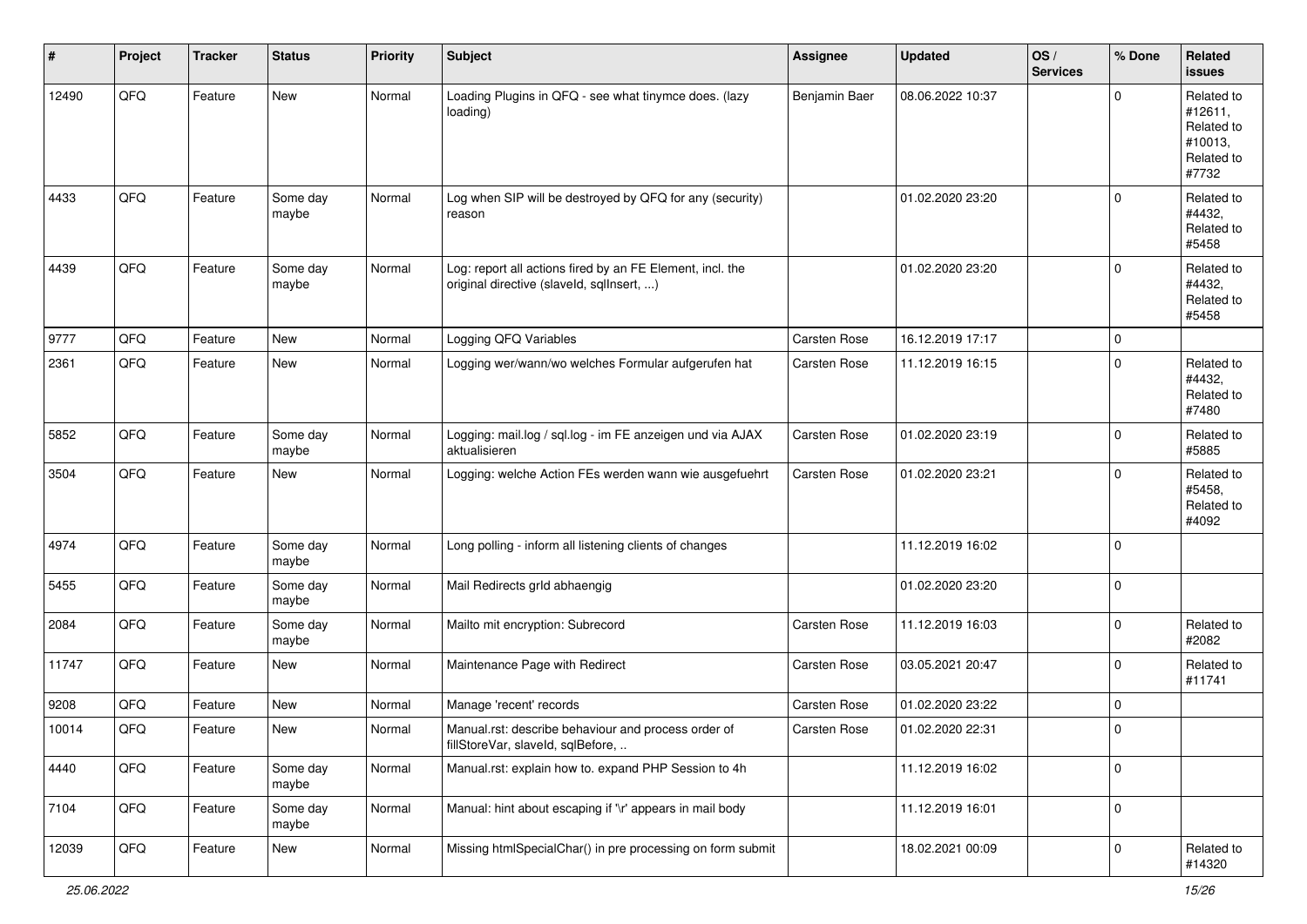| # | Project | Tracker | Status | Priority | Subject | Assignee | Updated | OS / Services | % Done | Related issues |
|---|---|---|---|---|---|---|---|---|---|---|
| 12490 | QFQ | Feature | New | Normal | Loading Plugins in QFQ - see what tinymce does. (lazy loading) | Benjamin Baer | 08.06.2022 10:37 | | 0 | Related to #12611, Related to #10013, Related to #7732 |
| 4433 | QFQ | Feature | Some day maybe | Normal | Log when SIP will be destroyed by QFQ for any (security) reason | | 01.02.2020 23:20 | | 0 | Related to #4432, Related to #5458 |
| 4439 | QFQ | Feature | Some day maybe | Normal | Log: report all actions fired by an FE Element, incl. the original directive (slaveId, sqlInsert, ...) | | 01.02.2020 23:20 | | 0 | Related to #4432, Related to #5458 |
| 9777 | QFQ | Feature | New | Normal | Logging QFQ Variables | Carsten Rose | 16.12.2019 17:17 | | 0 | |
| 2361 | QFQ | Feature | New | Normal | Logging wer/wann/wo welches Formular aufgerufen hat | Carsten Rose | 11.12.2019 16:15 | | 0 | Related to #4432, Related to #7480 |
| 5852 | QFQ | Feature | Some day maybe | Normal | Logging: mail.log / sql.log - im FE anzeigen und via AJAX aktualisieren | Carsten Rose | 01.02.2020 23:19 | | 0 | Related to #5885 |
| 3504 | QFQ | Feature | New | Normal | Logging: welche Action FEs werden wann wie ausgefuehrt | Carsten Rose | 01.02.2020 23:21 | | 0 | Related to #5458, Related to #4092 |
| 4974 | QFQ | Feature | Some day maybe | Normal | Long polling - inform all listening clients of changes | | 11.12.2019 16:02 | | 0 | |
| 5455 | QFQ | Feature | Some day maybe | Normal | Mail Redirects grId abhaengig | | 01.02.2020 23:20 | | 0 | |
| 2084 | QFQ | Feature | Some day maybe | Normal | Mailto mit encryption: Subrecord | Carsten Rose | 11.12.2019 16:03 | | 0 | Related to #2082 |
| 11747 | QFQ | Feature | New | Normal | Maintenance Page with Redirect | Carsten Rose | 03.05.2021 20:47 | | 0 | Related to #11741 |
| 9208 | QFQ | Feature | New | Normal | Manage 'recent' records | Carsten Rose | 01.02.2020 23:22 | | 0 | |
| 10014 | QFQ | Feature | New | Normal | Manual.rst: describe behaviour and process order of fillStoreVar, slaveId, sqlBefore, .. | Carsten Rose | 01.02.2020 22:31 | | 0 | |
| 4440 | QFQ | Feature | Some day maybe | Normal | Manual.rst: explain how to. expand PHP Session to 4h | | 11.12.2019 16:02 | | 0 | |
| 7104 | QFQ | Feature | Some day maybe | Normal | Manual: hint about escaping if '\r' appears in mail body | | 11.12.2019 16:01 | | 0 | |
| 12039 | QFQ | Feature | New | Normal | Missing htmlSpecialChar() in pre processing on form submit | | 18.02.2021 00:09 | | 0 | Related to #14320 |

25.06.2022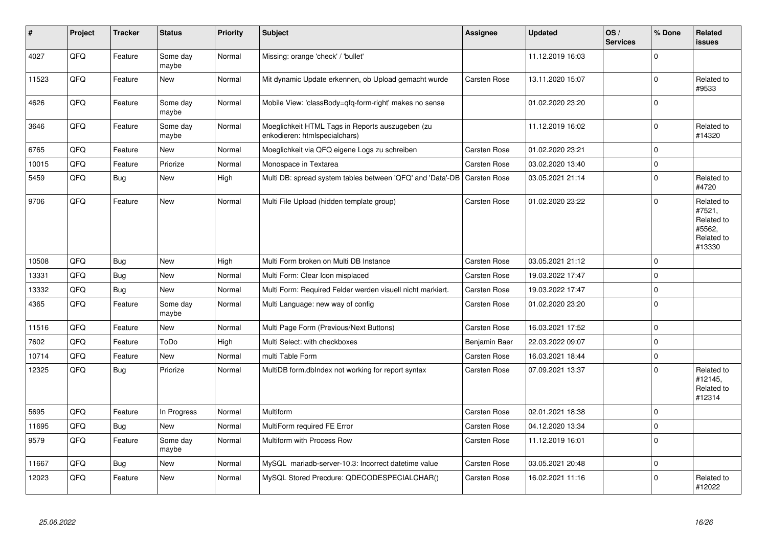| # | Project | Tracker | Status | Priority | Subject | Assignee | Updated | OS / Services | % Done | Related issues |
|---|---|---|---|---|---|---|---|---|---|---|
| 4027 | QFQ | Feature | Some day maybe | Normal | Missing: orange 'check' / 'bullet' | | 11.12.2019 16:03 | | 0 | |
| 11523 | QFQ | Feature | New | Normal | Mit dynamic Update erkennen, ob Upload gemacht wurde | Carsten Rose | 13.11.2020 15:07 | | 0 | Related to #9533 |
| 4626 | QFQ | Feature | Some day maybe | Normal | Mobile View: 'classBody=qfq-form-right' makes no sense | | 01.02.2020 23:20 | | 0 | |
| 3646 | QFQ | Feature | Some day maybe | Normal | Moeglichkeit HTML Tags in Reports auszugeben (zu enkodieren: htmlspecialchars) | | 11.12.2019 16:02 | | 0 | Related to #14320 |
| 6765 | QFQ | Feature | New | Normal | Moeglichkeit via QFQ eigene Logs zu schreiben | Carsten Rose | 01.02.2020 23:21 | | 0 | |
| 10015 | QFQ | Feature | Priorize | Normal | Monospace in Textarea | Carsten Rose | 03.02.2020 13:40 | | 0 | |
| 5459 | QFQ | Bug | New | High | Multi DB: spread system tables between 'QFQ' and 'Data'-DB | Carsten Rose | 03.05.2021 21:14 | | 0 | Related to #4720 |
| 9706 | QFQ | Feature | New | Normal | Multi File Upload (hidden template group) | Carsten Rose | 01.02.2020 23:22 | | 0 | Related to #7521, Related to #5562, Related to #13330 |
| 10508 | QFQ | Bug | New | High | Multi Form broken on Multi DB Instance | Carsten Rose | 03.05.2021 21:12 | | 0 | |
| 13331 | QFQ | Bug | New | Normal | Multi Form: Clear Icon misplaced | Carsten Rose | 19.03.2022 17:47 | | 0 | |
| 13332 | QFQ | Bug | New | Normal | Multi Form: Required Felder werden visuell nicht markiert. | Carsten Rose | 19.03.2022 17:47 | | 0 | |
| 4365 | QFQ | Feature | Some day maybe | Normal | Multi Language: new way of config | Carsten Rose | 01.02.2020 23:20 | | 0 | |
| 11516 | QFQ | Feature | New | Normal | Multi Page Form (Previous/Next Buttons) | Carsten Rose | 16.03.2021 17:52 | | 0 | |
| 7602 | QFQ | Feature | ToDo | High | Multi Select: with checkboxes | Benjamin Baer | 22.03.2022 09:07 | | 0 | |
| 10714 | QFQ | Feature | New | Normal | multi Table Form | Carsten Rose | 16.03.2021 18:44 | | 0 | |
| 12325 | QFQ | Bug | Priorize | Normal | MultiDB form.dbIndex not working for report syntax | Carsten Rose | 07.09.2021 13:37 | | 0 | Related to #12145, Related to #12314 |
| 5695 | QFQ | Feature | In Progress | Normal | Multiform | Carsten Rose | 02.01.2021 18:38 | | 0 | |
| 11695 | QFQ | Bug | New | Normal | MultiForm required FE Error | Carsten Rose | 04.12.2020 13:34 | | 0 | |
| 9579 | QFQ | Feature | Some day maybe | Normal | Multiform with Process Row | Carsten Rose | 11.12.2019 16:01 | | 0 | |
| 11667 | QFQ | Bug | New | Normal | MySQL mariadb-server-10.3: Incorrect datetime value | Carsten Rose | 03.05.2021 20:48 | | 0 | |
| 12023 | QFQ | Feature | New | Normal | MySQL Stored Precdure: QDECODESPECIALCHAR() | Carsten Rose | 16.02.2021 11:16 | | 0 | Related to #12022 |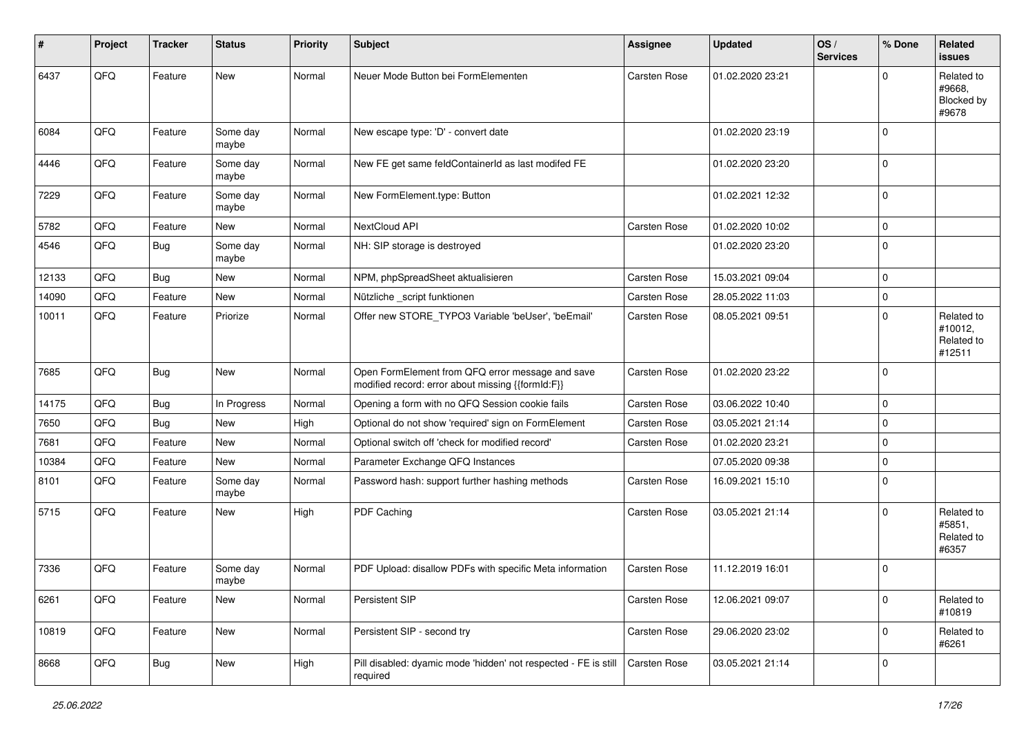| # | Project | Tracker | Status | Priority | Subject | Assignee | Updated | OS / Services | % Done | Related issues |
|---|---|---|---|---|---|---|---|---|---|---|
| 6437 | QFQ | Feature | New | Normal | Neuer Mode Button bei FormElementen | Carsten Rose | 01.02.2020 23:21 | | 0 | Related to #9668, Blocked by #9678 |
| 6084 | QFQ | Feature | Some day maybe | Normal | New escape type: 'D' - convert date | | 01.02.2020 23:19 | | 0 | |
| 4446 | QFQ | Feature | Some day maybe | Normal | New FE get same feldContainerId as last modifed FE | | 01.02.2020 23:20 | | 0 | |
| 7229 | QFQ | Feature | Some day maybe | Normal | New FormElement.type: Button | | 01.02.2021 12:32 | | 0 | |
| 5782 | QFQ | Feature | New | Normal | NextCloud API | Carsten Rose | 01.02.2020 10:02 | | 0 | |
| 4546 | QFQ | Bug | Some day maybe | Normal | NH: SIP storage is destroyed | | 01.02.2020 23:20 | | 0 | |
| 12133 | QFQ | Bug | New | Normal | NPM, phpSpreadSheet aktualisieren | Carsten Rose | 15.03.2021 09:04 | | 0 | |
| 14090 | QFQ | Feature | New | Normal | Nützliche _script funktionen | Carsten Rose | 28.05.2022 11:03 | | 0 | |
| 10011 | QFQ | Feature | Priorize | Normal | Offer new STORE_TYPO3 Variable 'beUser', 'beEmail' | Carsten Rose | 08.05.2021 09:51 | | 0 | Related to #10012, Related to #12511 |
| 7685 | QFQ | Bug | New | Normal | Open FormElement from QFQ error message and save modified record: error about missing {{formId:F}} | Carsten Rose | 01.02.2020 23:22 | | 0 | |
| 14175 | QFQ | Bug | In Progress | Normal | Opening a form with no QFQ Session cookie fails | Carsten Rose | 03.06.2022 10:40 | | 0 | |
| 7650 | QFQ | Bug | New | High | Optional do not show 'required' sign on FormElement | Carsten Rose | 03.05.2021 21:14 | | 0 | |
| 7681 | QFQ | Feature | New | Normal | Optional switch off 'check for modified record' | Carsten Rose | 01.02.2020 23:21 | | 0 | |
| 10384 | QFQ | Feature | New | Normal | Parameter Exchange QFQ Instances | | 07.05.2020 09:38 | | 0 | |
| 8101 | QFQ | Feature | Some day maybe | Normal | Password hash: support further hashing methods | Carsten Rose | 16.09.2021 15:10 | | 0 | |
| 5715 | QFQ | Feature | New | High | PDF Caching | Carsten Rose | 03.05.2021 21:14 | | 0 | Related to #5851, Related to #6357 |
| 7336 | QFQ | Feature | Some day maybe | Normal | PDF Upload: disallow PDFs with specific Meta information | Carsten Rose | 11.12.2019 16:01 | | 0 | |
| 6261 | QFQ | Feature | New | Normal | Persistent SIP | Carsten Rose | 12.06.2021 09:07 | | 0 | Related to #10819 |
| 10819 | QFQ | Feature | New | Normal | Persistent SIP - second try | Carsten Rose | 29.06.2020 23:02 | | 0 | Related to #6261 |
| 8668 | QFQ | Bug | New | High | Pill disabled: dyamic mode 'hidden' not respected - FE is still required | Carsten Rose | 03.05.2021 21:14 | | 0 | |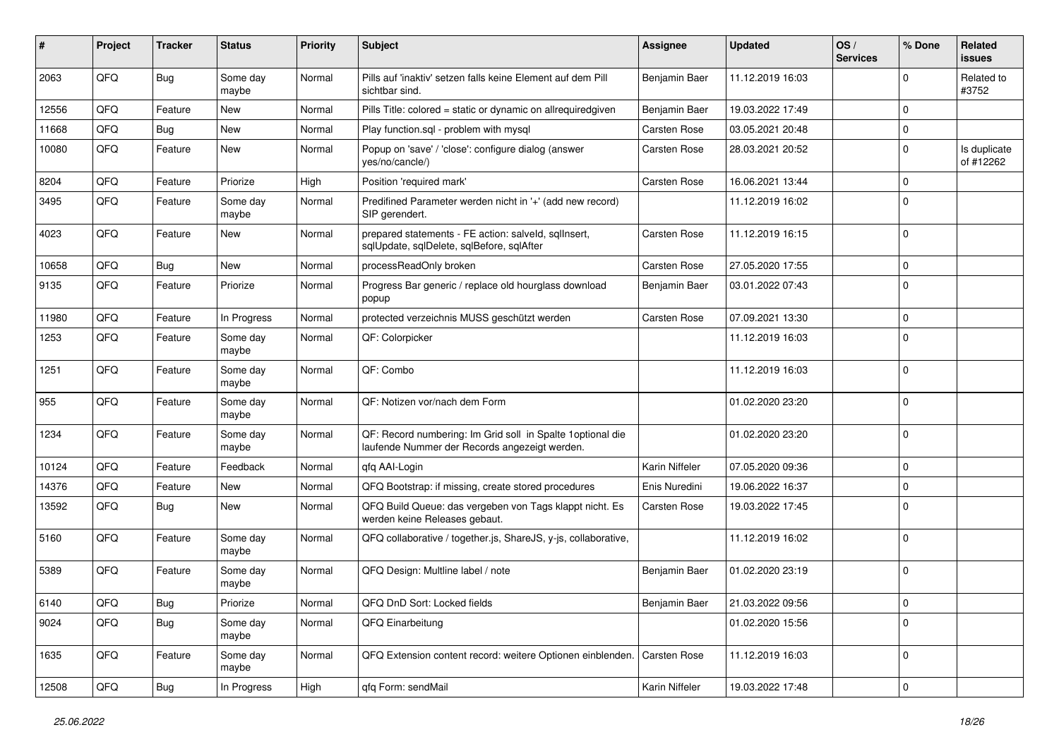| # | Project | Tracker | Status | Priority | Subject | Assignee | Updated | OS / Services | % Done | Related issues |
|---|---|---|---|---|---|---|---|---|---|---|
| 2063 | QFQ | Bug | Some day maybe | Normal | Pills auf 'inaktiv' setzen falls keine Element auf dem Pill sichtbar sind. | Benjamin Baer | 11.12.2019 16:03 | | 0 | Related to #3752 |
| 12556 | QFQ | Feature | New | Normal | Pills Title: colored = static or dynamic on allrequiredgiven | Benjamin Baer | 19.03.2022 17:49 | | 0 | |
| 11668 | QFQ | Bug | New | Normal | Play function.sql - problem with mysql | Carsten Rose | 03.05.2021 20:48 | | 0 | |
| 10080 | QFQ | Feature | New | Normal | Popup on 'save' / 'close': configure dialog (answer yes/no/cancle/) | Carsten Rose | 28.03.2021 20:52 | | 0 | Is duplicate of #12262 |
| 8204 | QFQ | Feature | Priorize | High | Position 'required mark' | Carsten Rose | 16.06.2021 13:44 | | 0 | |
| 3495 | QFQ | Feature | Some day maybe | Normal | Predifined Parameter werden nicht in '+' (add new record) SIP gerendert. | | 11.12.2019 16:02 | | 0 | |
| 4023 | QFQ | Feature | New | Normal | prepared statements - FE action: salveld, sqlInsert, sqlUpdate, sqlDelete, sqlBefore, sqlAfter | Carsten Rose | 11.12.2019 16:15 | | 0 | |
| 10658 | QFQ | Bug | New | Normal | processReadOnly broken | Carsten Rose | 27.05.2020 17:55 | | 0 | |
| 9135 | QFQ | Feature | Priorize | Normal | Progress Bar generic / replace old hourglass download popup | Benjamin Baer | 03.01.2022 07:43 | | 0 | |
| 11980 | QFQ | Feature | In Progress | Normal | protected verzeichnis MUSS geschützt werden | Carsten Rose | 07.09.2021 13:30 | | 0 | |
| 1253 | QFQ | Feature | Some day maybe | Normal | QF: Colorpicker | | 11.12.2019 16:03 | | 0 | |
| 1251 | QFQ | Feature | Some day maybe | Normal | QF: Combo | | 11.12.2019 16:03 | | 0 | |
| 955 | QFQ | Feature | Some day maybe | Normal | QF: Notizen vor/nach dem Form | | 01.02.2020 23:20 | | 0 | |
| 1234 | QFQ | Feature | Some day maybe | Normal | QF: Record numbering: Im Grid soll in Spalte 1optional die laufende Nummer der Records angezeigt werden. | | 01.02.2020 23:20 | | 0 | |
| 10124 | QFQ | Feature | Feedback | Normal | qfq AAI-Login | Karin Niffeler | 07.05.2020 09:36 | | 0 | |
| 14376 | QFQ | Feature | New | Normal | QFQ Bootstrap: if missing, create stored procedures | Enis Nuredini | 19.06.2022 16:37 | | 0 | |
| 13592 | QFQ | Bug | New | Normal | QFQ Build Queue: das vergeben von Tags klappt nicht. Es werden keine Releases gebaut. | Carsten Rose | 19.03.2022 17:45 | | 0 | |
| 5160 | QFQ | Feature | Some day maybe | Normal | QFQ collaborative / together.js, ShareJS, y-js, collaborative, | | 11.12.2019 16:02 | | 0 | |
| 5389 | QFQ | Feature | Some day maybe | Normal | QFQ Design: Multline label / note | Benjamin Baer | 01.02.2020 23:19 | | 0 | |
| 6140 | QFQ | Bug | Priorize | Normal | QFQ DnD Sort: Locked fields | Benjamin Baer | 21.03.2022 09:56 | | 0 | |
| 9024 | QFQ | Bug | Some day maybe | Normal | QFQ Einarbeitung | | 01.02.2020 15:56 | | 0 | |
| 1635 | QFQ | Feature | Some day maybe | Normal | QFQ Extension content record: weitere Optionen einblenden. | Carsten Rose | 11.12.2019 16:03 | | 0 | |
| 12508 | QFQ | Bug | In Progress | High | qfq Form: sendMail | Karin Niffeler | 19.03.2022 17:48 | | 0 | |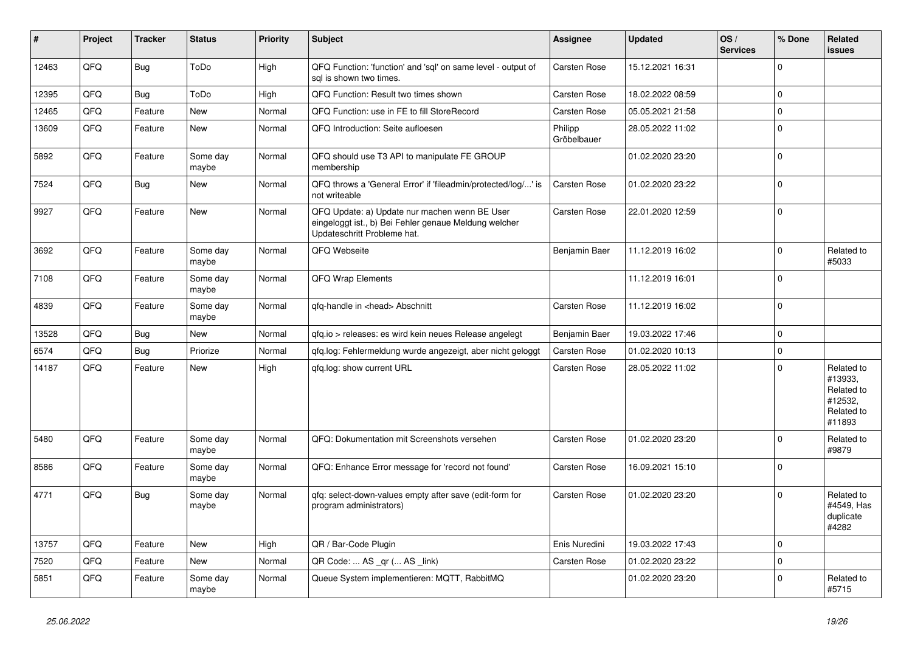| # | Project | Tracker | Status | Priority | Subject | Assignee | Updated | OS / Services | % Done | Related issues |
|---|---|---|---|---|---|---|---|---|---|---|
| 12463 | QFQ | Bug | ToDo | High | QFQ Function: 'function' and 'sql' on same level - output of sql is shown two times. | Carsten Rose | 15.12.2021 16:31 | | 0 | |
| 12395 | QFQ | Bug | ToDo | High | QFQ Function: Result two times shown | Carsten Rose | 18.02.2022 08:59 | | 0 | |
| 12465 | QFQ | Feature | New | Normal | QFQ Function: use in FE to fill StoreRecord | Carsten Rose | 05.05.2021 21:58 | | 0 | |
| 13609 | QFQ | Feature | New | Normal | QFQ Introduction: Seite aufloesen | Philipp Gröbelbauer | 28.05.2022 11:02 | | 0 | |
| 5892 | QFQ | Feature | Some day maybe | Normal | QFQ should use T3 API to manipulate FE GROUP membership | | 01.02.2020 23:20 | | 0 | |
| 7524 | QFQ | Bug | New | Normal | QFQ throws a 'General Error' if 'fileadmin/protected/log/...' is not writeable | Carsten Rose | 01.02.2020 23:22 | | 0 | |
| 9927 | QFQ | Feature | New | Normal | QFQ Update: a) Update nur machen wenn BE User eingeloggt ist., b) Bei Fehler genaue Meldung welcher Updateschritt Probleme hat. | Carsten Rose | 22.01.2020 12:59 | | 0 | |
| 3692 | QFQ | Feature | Some day maybe | Normal | QFQ Webseite | Benjamin Baer | 11.12.2019 16:02 | | 0 | Related to #5033 |
| 7108 | QFQ | Feature | Some day maybe | Normal | QFQ Wrap Elements | | 11.12.2019 16:01 | | 0 | |
| 4839 | QFQ | Feature | Some day maybe | Normal | qfq-handle in <head> Abschnitt | Carsten Rose | 11.12.2019 16:02 | | 0 | |
| 13528 | QFQ | Bug | New | Normal | qfq.io > releases: es wird kein neues Release angelegt | Benjamin Baer | 19.03.2022 17:46 | | 0 | |
| 6574 | QFQ | Bug | Priorize | Normal | qfq.log: Fehlermeldung wurde angezeigt, aber nicht geloggt | Carsten Rose | 01.02.2020 10:13 | | 0 | |
| 14187 | QFQ | Feature | New | High | qfq.log: show current URL | Carsten Rose | 28.05.2022 11:02 | | 0 | Related to #13933, Related to #12532, Related to #11893 |
| 5480 | QFQ | Feature | Some day maybe | Normal | QFQ: Dokumentation mit Screenshots versehen | Carsten Rose | 01.02.2020 23:20 | | 0 | Related to #9879 |
| 8586 | QFQ | Feature | Some day maybe | Normal | QFQ: Enhance Error message for 'record not found' | Carsten Rose | 16.09.2021 15:10 | | 0 | |
| 4771 | QFQ | Bug | Some day maybe | Normal | qfq: select-down-values empty after save (edit-form for program administrators) | Carsten Rose | 01.02.2020 23:20 | | 0 | Related to #4549, Has duplicate #4282 |
| 13757 | QFQ | Feature | New | High | QR / Bar-Code Plugin | Enis Nuredini | 19.03.2022 17:43 | | 0 | |
| 7520 | QFQ | Feature | New | Normal | QR Code: ... AS _qr (... AS _link) | Carsten Rose | 01.02.2020 23:22 | | 0 | |
| 5851 | QFQ | Feature | Some day maybe | Normal | Queue System implementieren: MQTT, RabbitMQ | | 01.02.2020 23:20 | | 0 | Related to #5715 |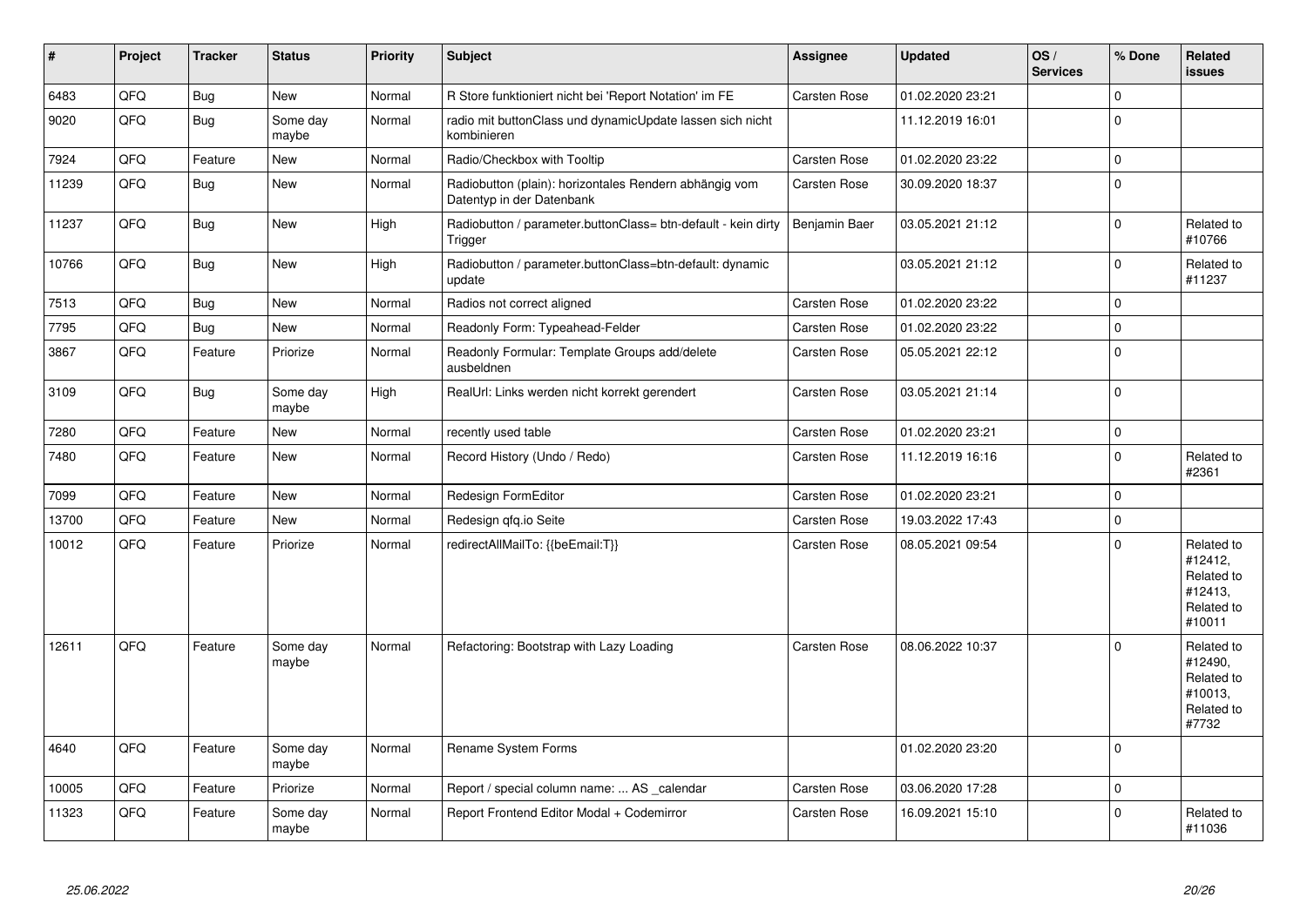| # | Project | Tracker | Status | Priority | Subject | Assignee | Updated | OS / Services | % Done | Related issues |
|---|---|---|---|---|---|---|---|---|---|---|
| 6483 | QFQ | Bug | New | Normal | R Store funktioniert nicht bei 'Report Notation' im FE | Carsten Rose | 01.02.2020 23:21 | | 0 | |
| 9020 | QFQ | Bug | Some day maybe | Normal | radio mit buttonClass und dynamicUpdate lassen sich nicht kombinieren | | 11.12.2019 16:01 | | 0 | |
| 7924 | QFQ | Feature | New | Normal | Radio/Checkbox with Tooltip | Carsten Rose | 01.02.2020 23:22 | | 0 | |
| 11239 | QFQ | Bug | New | Normal | Radiobutton (plain): horizontales Rendern abhängig vom Datentyp in der Datenbank | Carsten Rose | 30.09.2020 18:37 | | 0 | |
| 11237 | QFQ | Bug | New | High | Radiobutton / parameter.buttonClass= btn-default - kein dirty Trigger | Benjamin Baer | 03.05.2021 21:12 | | 0 | Related to #10766 |
| 10766 | QFQ | Bug | New | High | Radiobutton / parameter.buttonClass=btn-default: dynamic update | | 03.05.2021 21:12 | | 0 | Related to #11237 |
| 7513 | QFQ | Bug | New | Normal | Radios not correct aligned | Carsten Rose | 01.02.2020 23:22 | | 0 | |
| 7795 | QFQ | Bug | New | Normal | Readonly Form: Typeahead-Felder | Carsten Rose | 01.02.2020 23:22 | | 0 | |
| 3867 | QFQ | Feature | Priorize | Normal | Readonly Formular: Template Groups add/delete ausbeldnen | Carsten Rose | 05.05.2021 22:12 | | 0 | |
| 3109 | QFQ | Bug | Some day maybe | High | RealUrl: Links werden nicht korrekt gerendert | Carsten Rose | 03.05.2021 21:14 | | 0 | |
| 7280 | QFQ | Feature | New | Normal | recently used table | Carsten Rose | 01.02.2020 23:21 | | 0 | |
| 7480 | QFQ | Feature | New | Normal | Record History (Undo / Redo) | Carsten Rose | 11.12.2019 16:16 | | 0 | Related to #2361 |
| 7099 | QFQ | Feature | New | Normal | Redesign FormEditor | Carsten Rose | 01.02.2020 23:21 | | 0 | |
| 13700 | QFQ | Feature | New | Normal | Redesign qfq.io Seite | Carsten Rose | 19.03.2022 17:43 | | 0 | |
| 10012 | QFQ | Feature | Priorize | Normal | redirectAllMailTo: {{beEmail:T}} | Carsten Rose | 08.05.2021 09:54 | | 0 | Related to #12412, Related to #12413, Related to #10011 |
| 12611 | QFQ | Feature | Some day maybe | Normal | Refactoring: Bootstrap with Lazy Loading | Carsten Rose | 08.06.2022 10:37 | | 0 | Related to #12490, Related to #10013, Related to #7732 |
| 4640 | QFQ | Feature | Some day maybe | Normal | Rename System Forms | | 01.02.2020 23:20 | | 0 | |
| 10005 | QFQ | Feature | Priorize | Normal | Report / special column name: ... AS _calendar | Carsten Rose | 03.06.2020 17:28 | | 0 | |
| 11323 | QFQ | Feature | Some day maybe | Normal | Report Frontend Editor Modal + Codemirror | Carsten Rose | 16.09.2021 15:10 | | 0 | Related to #11036 |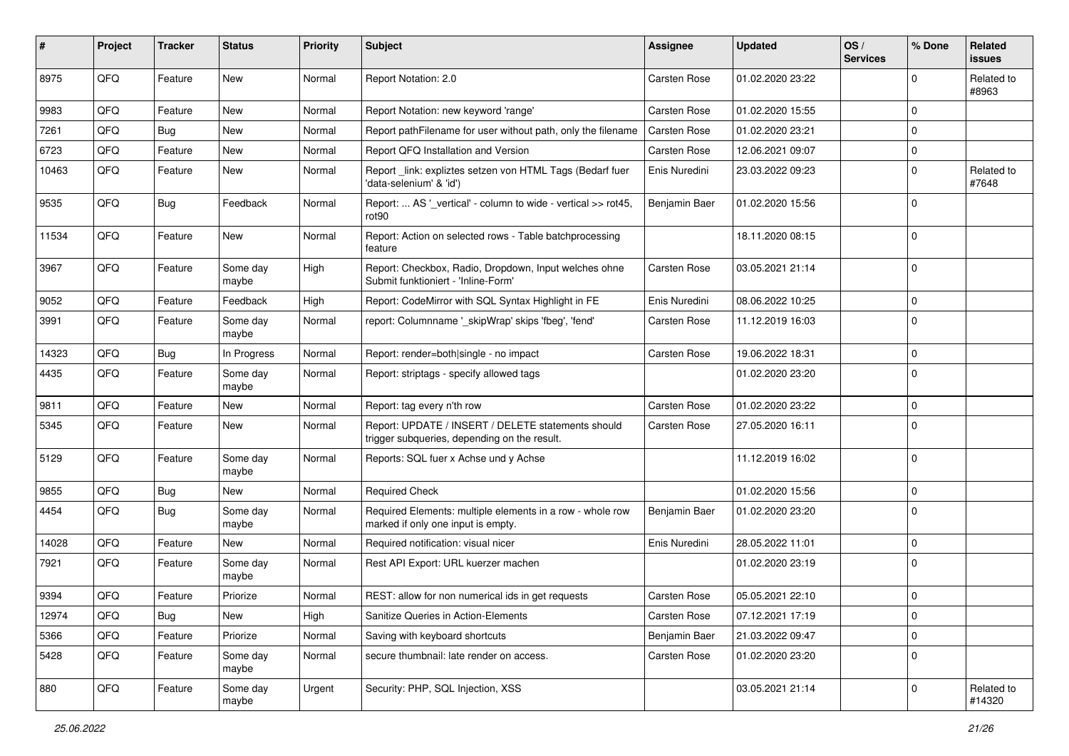| # | Project | Tracker | Status | Priority | Subject | Assignee | Updated | OS / Services | % Done | Related issues |
|---|---|---|---|---|---|---|---|---|---|---|
| 8975 | QFQ | Feature | New | Normal | Report Notation: 2.0 | Carsten Rose | 01.02.2020 23:22 | | 0 | Related to #8963 |
| 9983 | QFQ | Feature | New | Normal | Report Notation: new keyword 'range' | Carsten Rose | 01.02.2020 15:55 | | 0 | |
| 7261 | QFQ | Bug | New | Normal | Report pathFilename for user without path, only the filename | Carsten Rose | 01.02.2020 23:21 | | 0 | |
| 6723 | QFQ | Feature | New | Normal | Report QFQ Installation and Version | Carsten Rose | 12.06.2021 09:07 | | 0 | |
| 10463 | QFQ | Feature | New | Normal | Report _link: expliztes setzen von HTML Tags (Bedarf fuer 'data-selenium' & 'id') | Enis Nuredini | 23.03.2022 09:23 | | 0 | Related to #7648 |
| 9535 | QFQ | Bug | Feedback | Normal | Report: ... AS '_vertical' - column to wide - vertical >> rot45, rot90 | Benjamin Baer | 01.02.2020 15:56 | | 0 | |
| 11534 | QFQ | Feature | New | Normal | Report: Action on selected rows - Table batchprocessing feature | | 18.11.2020 08:15 | | 0 | |
| 3967 | QFQ | Feature | Some day maybe | High | Report: Checkbox, Radio, Dropdown, Input welches ohne Submit funktioniert - 'Inline-Form' | Carsten Rose | 03.05.2021 21:14 | | 0 | |
| 9052 | QFQ | Feature | Feedback | High | Report: CodeMirror with SQL Syntax Highlight in FE | Enis Nuredini | 08.06.2022 10:25 | | 0 | |
| 3991 | QFQ | Feature | Some day maybe | Normal | report: Columnname '_skipWrap' skips 'fbeg', 'fend' | Carsten Rose | 11.12.2019 16:03 | | 0 | |
| 14323 | QFQ | Bug | In Progress | Normal | Report: render=both\|single - no impact | Carsten Rose | 19.06.2022 18:31 | | 0 | |
| 4435 | QFQ | Feature | Some day maybe | Normal | Report: striptags - specify allowed tags | | 01.02.2020 23:20 | | 0 | |
| 9811 | QFQ | Feature | New | Normal | Report: tag every n'th row | Carsten Rose | 01.02.2020 23:22 | | 0 | |
| 5345 | QFQ | Feature | New | Normal | Report: UPDATE / INSERT / DELETE statements should trigger subqueries, depending on the result. | Carsten Rose | 27.05.2020 16:11 | | 0 | |
| 5129 | QFQ | Feature | Some day maybe | Normal | Reports: SQL fuer x Achse und y Achse | | 11.12.2019 16:02 | | 0 | |
| 9855 | QFQ | Bug | New | Normal | Required Check | | 01.02.2020 15:56 | | 0 | |
| 4454 | QFQ | Bug | Some day maybe | Normal | Required Elements: multiple elements in a row - whole row marked if only one input is empty. | Benjamin Baer | 01.02.2020 23:20 | | 0 | |
| 14028 | QFQ | Feature | New | Normal | Required notification: visual nicer | Enis Nuredini | 28.05.2022 11:01 | | 0 | |
| 7921 | QFQ | Feature | Some day maybe | Normal | Rest API Export: URL kuerzer machen | | 01.02.2020 23:19 | | 0 | |
| 9394 | QFQ | Feature | Priorize | Normal | REST: allow for non numerical ids in get requests | Carsten Rose | 05.05.2021 22:10 | | 0 | |
| 12974 | QFQ | Bug | New | High | Sanitize Queries in Action-Elements | Carsten Rose | 07.12.2021 17:19 | | 0 | |
| 5366 | QFQ | Feature | Priorize | Normal | Saving with keyboard shortcuts | Benjamin Baer | 21.03.2022 09:47 | | 0 | |
| 5428 | QFQ | Feature | Some day maybe | Normal | secure thumbnail: late render on access. | Carsten Rose | 01.02.2020 23:20 | | 0 | |
| 880 | QFQ | Feature | Some day maybe | Urgent | Security: PHP, SQL Injection, XSS | | 03.05.2021 21:14 | | 0 | Related to #14320 |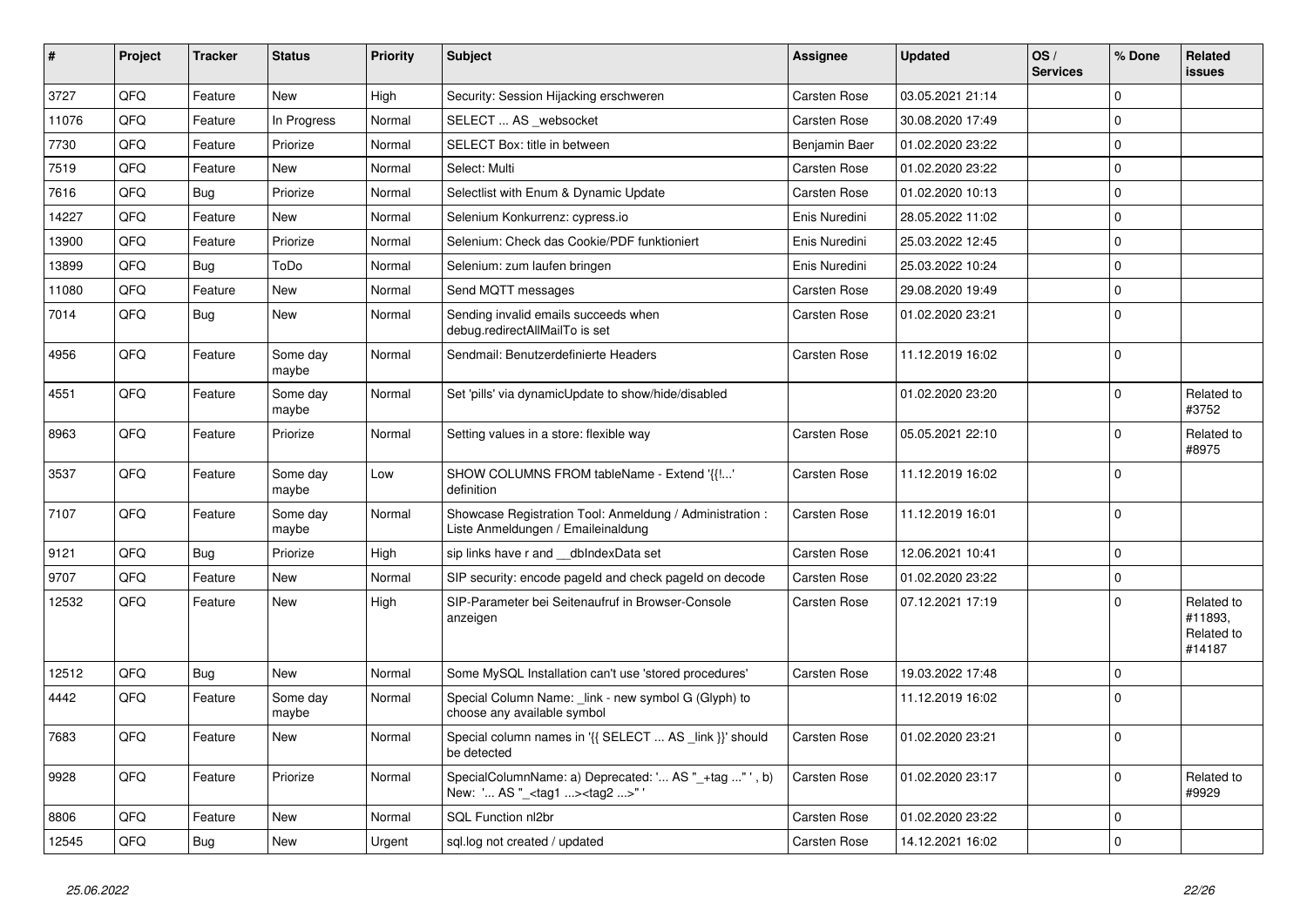| # | Project | Tracker | Status | Priority | Subject | Assignee | Updated | OS / Services | % Done | Related issues |
|---|---|---|---|---|---|---|---|---|---|---|
| 3727 | QFQ | Feature | New | High | Security: Session Hijacking erschweren | Carsten Rose | 03.05.2021 21:14 | | 0 | |
| 11076 | QFQ | Feature | In Progress | Normal | SELECT ... AS _websocket | Carsten Rose | 30.08.2020 17:49 | | 0 | |
| 7730 | QFQ | Feature | Priorize | Normal | SELECT Box: title in between | Benjamin Baer | 01.02.2020 23:22 | | 0 | |
| 7519 | QFQ | Feature | New | Normal | Select: Multi | Carsten Rose | 01.02.2020 23:22 | | 0 | |
| 7616 | QFQ | Bug | Priorize | Normal | Selectlist with Enum & Dynamic Update | Carsten Rose | 01.02.2020 10:13 | | 0 | |
| 14227 | QFQ | Feature | New | Normal | Selenium Konkurrenz: cypress.io | Enis Nuredini | 28.05.2022 11:02 | | 0 | |
| 13900 | QFQ | Feature | Priorize | Normal | Selenium: Check das Cookie/PDF funktioniert | Enis Nuredini | 25.03.2022 12:45 | | 0 | |
| 13899 | QFQ | Bug | ToDo | Normal | Selenium: zum laufen bringen | Enis Nuredini | 25.03.2022 10:24 | | 0 | |
| 11080 | QFQ | Feature | New | Normal | Send MQTT messages | Carsten Rose | 29.08.2020 19:49 | | 0 | |
| 7014 | QFQ | Bug | New | Normal | Sending invalid emails succeeds when debug.redirectAllMailTo is set | Carsten Rose | 01.02.2020 23:21 | | 0 | |
| 4956 | QFQ | Feature | Some day maybe | Normal | Sendmail: Benutzerdefinierte Headers | Carsten Rose | 11.12.2019 16:02 | | 0 | |
| 4551 | QFQ | Feature | Some day maybe | Normal | Set 'pills' via dynamicUpdate to show/hide/disabled | | 01.02.2020 23:20 | | 0 | Related to #3752 |
| 8963 | QFQ | Feature | Priorize | Normal | Setting values in a store: flexible way | Carsten Rose | 05.05.2021 22:10 | | 0 | Related to #8975 |
| 3537 | QFQ | Feature | Some day maybe | Low | SHOW COLUMNS FROM tableName - Extend '{{!...' definition | Carsten Rose | 11.12.2019 16:02 | | 0 | |
| 7107 | QFQ | Feature | Some day maybe | Normal | Showcase Registration Tool: Anmeldung / Administration : Liste Anmeldungen / Emaileinaldung | Carsten Rose | 11.12.2019 16:01 | | 0 | |
| 9121 | QFQ | Bug | Priorize | High | sip links have r and __dbIndexData set | Carsten Rose | 12.06.2021 10:41 | | 0 | |
| 9707 | QFQ | Feature | New | Normal | SIP security: encode pageId and check pageId on decode | Carsten Rose | 01.02.2020 23:22 | | 0 | |
| 12532 | QFQ | Feature | New | High | SIP-Parameter bei Seitenaufruf in Browser-Console anzeigen | Carsten Rose | 07.12.2021 17:19 | | 0 | Related to #11893, Related to #14187 |
| 12512 | QFQ | Bug | New | Normal | Some MySQL Installation can't use 'stored procedures' | Carsten Rose | 19.03.2022 17:48 | | 0 | |
| 4442 | QFQ | Feature | Some day maybe | Normal | Special Column Name: _link - new symbol G (Glyph) to choose any available symbol | | 11.12.2019 16:02 | | 0 | |
| 7683 | QFQ | Feature | New | Normal | Special column names in '{{ SELECT ... AS _link }}' should be detected | Carsten Rose | 01.02.2020 23:21 | | 0 | |
| 9928 | QFQ | Feature | Priorize | Normal | SpecialColumnName: a) Deprecated: '... AS "_+tag ..." ', b) New: '... AS "_<tag1 ...><tag2 ...>" ' | Carsten Rose | 01.02.2020 23:17 | | 0 | Related to #9929 |
| 8806 | QFQ | Feature | New | Normal | SQL Function nl2br | Carsten Rose | 01.02.2020 23:22 | | 0 | |
| 12545 | QFQ | Bug | New | Urgent | sql.log not created / updated | Carsten Rose | 14.12.2021 16:02 | | 0 | |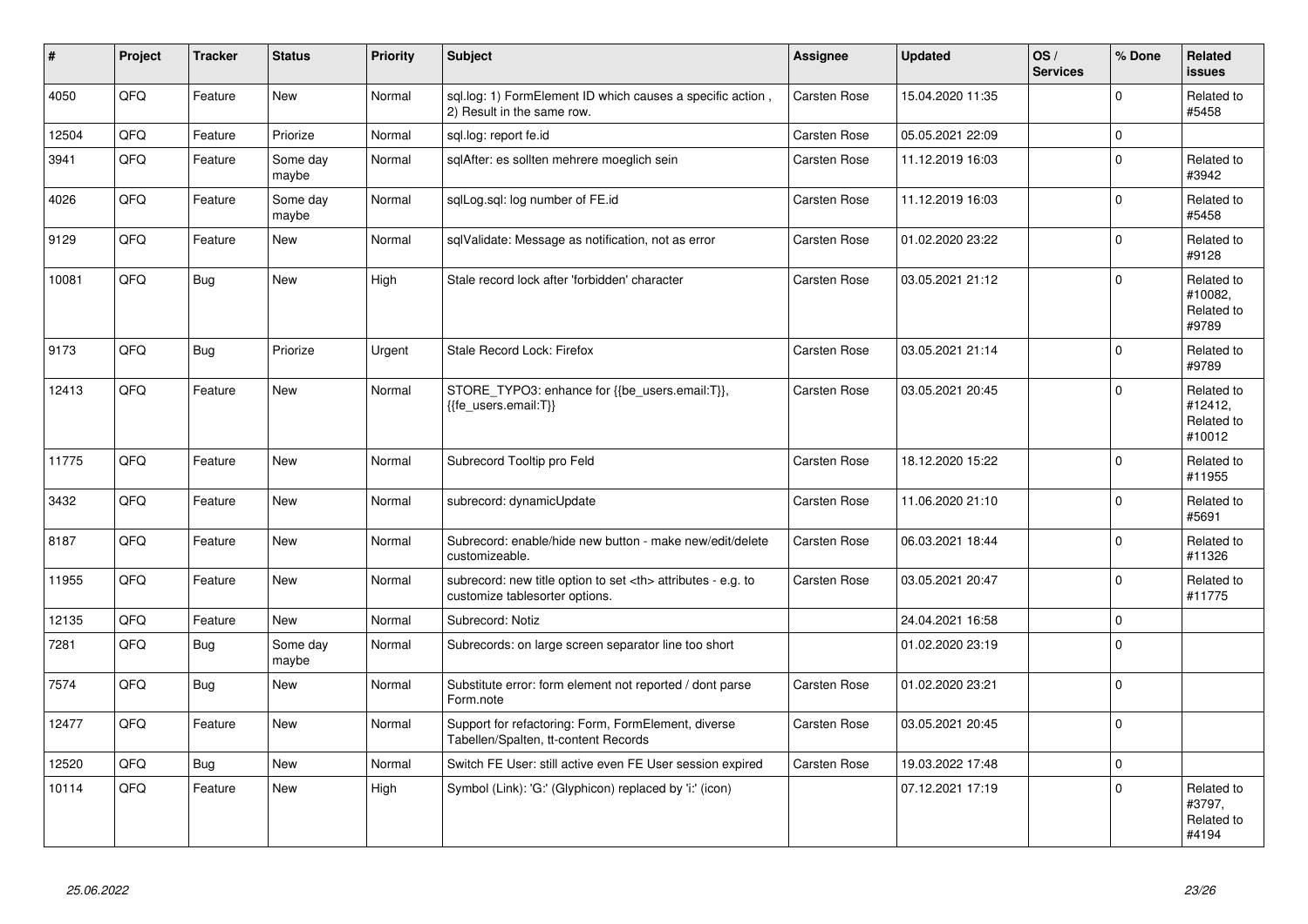| # | Project | Tracker | Status | Priority | Subject | Assignee | Updated | OS / Services | % Done | Related issues |
|---|---|---|---|---|---|---|---|---|---|---|
| 4050 | QFQ | Feature | New | Normal | sql.log: 1) FormElement ID which causes a specific action , 2) Result in the same row. | Carsten Rose | 15.04.2020 11:35 | | 0 | Related to #5458 |
| 12504 | QFQ | Feature | Priorize | Normal | sql.log: report fe.id | Carsten Rose | 05.05.2021 22:09 | | 0 | |
| 3941 | QFQ | Feature | Some day maybe | Normal | sqlAfter: es sollten mehrere moeglich sein | Carsten Rose | 11.12.2019 16:03 | | 0 | Related to #3942 |
| 4026 | QFQ | Feature | Some day maybe | Normal | sqlLog.sql: log number of FE.id | Carsten Rose | 11.12.2019 16:03 | | 0 | Related to #5458 |
| 9129 | QFQ | Feature | New | Normal | sqlValidate: Message as notification, not as error | Carsten Rose | 01.02.2020 23:22 | | 0 | Related to #9128 |
| 10081 | QFQ | Bug | New | High | Stale record lock after 'forbidden' character | Carsten Rose | 03.05.2021 21:12 | | 0 | Related to #10082, Related to #9789 |
| 9173 | QFQ | Bug | Priorize | Urgent | Stale Record Lock: Firefox | Carsten Rose | 03.05.2021 21:14 | | 0 | Related to #9789 |
| 12413 | QFQ | Feature | New | Normal | STORE_TYPO3: enhance for {{be_users.email:T}}, {{fe_users.email:T}} | Carsten Rose | 03.05.2021 20:45 | | 0 | Related to #12412, Related to #10012 |
| 11775 | QFQ | Feature | New | Normal | Subrecord Tooltip pro Feld | Carsten Rose | 18.12.2020 15:22 | | 0 | Related to #11955 |
| 3432 | QFQ | Feature | New | Normal | subrecord: dynamicUpdate | Carsten Rose | 11.06.2020 21:10 | | 0 | Related to #5691 |
| 8187 | QFQ | Feature | New | Normal | Subrecord: enable/hide new button - make new/edit/delete customizeable. | Carsten Rose | 06.03.2021 18:44 | | 0 | Related to #11326 |
| 11955 | QFQ | Feature | New | Normal | subrecord: new title option to set <th> attributes - e.g. to customize tablesorter options. | Carsten Rose | 03.05.2021 20:47 | | 0 | Related to #11775 |
| 12135 | QFQ | Feature | New | Normal | Subrecord: Notiz | | 24.04.2021 16:58 | | 0 | |
| 7281 | QFQ | Bug | Some day maybe | Normal | Subrecords: on large screen separator line too short | | 01.02.2020 23:19 | | 0 | |
| 7574 | QFQ | Bug | New | Normal | Substitute error: form element not reported / dont parse Form.note | Carsten Rose | 01.02.2020 23:21 | | 0 | |
| 12477 | QFQ | Feature | New | Normal | Support for refactoring: Form, FormElement, diverse Tabellen/Spalten, tt-content Records | Carsten Rose | 03.05.2021 20:45 | | 0 | |
| 12520 | QFQ | Bug | New | Normal | Switch FE User: still active even FE User session expired | Carsten Rose | 19.03.2022 17:48 | | 0 | |
| 10114 | QFQ | Feature | New | High | Symbol (Link): 'G:' (Glyphicon) replaced by 'i:' (icon) | | 07.12.2021 17:19 | | 0 | Related to #3797, Related to #4194 |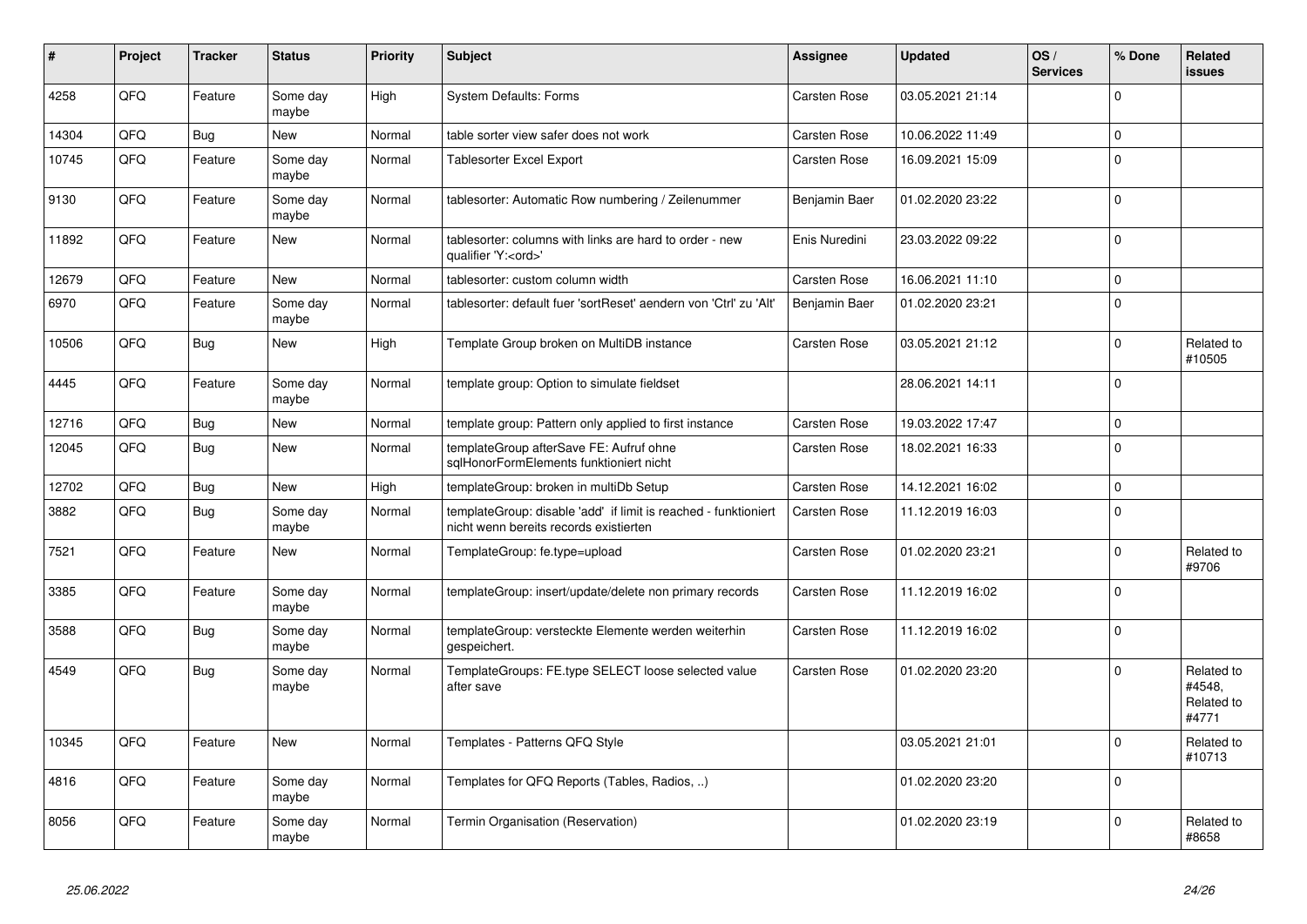| # | Project | Tracker | Status | Priority | Subject | Assignee | Updated | OS / Services | % Done | Related issues |
|---|---|---|---|---|---|---|---|---|---|---|
| 4258 | QFQ | Feature | Some day maybe | High | System Defaults: Forms | Carsten Rose | 03.05.2021 21:14 | | 0 | |
| 14304 | QFQ | Bug | New | Normal | table sorter view safer does not work | Carsten Rose | 10.06.2022 11:49 | | 0 | |
| 10745 | QFQ | Feature | Some day maybe | Normal | Tablesorter Excel Export | Carsten Rose | 16.09.2021 15:09 | | 0 | |
| 9130 | QFQ | Feature | Some day maybe | Normal | tablesorter: Automatic Row numbering / Zeilenummer | Benjamin Baer | 01.02.2020 23:22 | | 0 | |
| 11892 | QFQ | Feature | New | Normal | tablesorter: columns with links are hard to order - new qualifier 'Y:<ord>' | Enis Nuredini | 23.03.2022 09:22 | | 0 | |
| 12679 | QFQ | Feature | New | Normal | tablesorter: custom column width | Carsten Rose | 16.06.2021 11:10 | | 0 | |
| 6970 | QFQ | Feature | Some day maybe | Normal | tablesorter: default fuer 'sortReset' aendern von 'Ctrl' zu 'Alt' | Benjamin Baer | 01.02.2020 23:21 | | 0 | |
| 10506 | QFQ | Bug | New | High | Template Group broken on MultiDB instance | Carsten Rose | 03.05.2021 21:12 | | 0 | Related to #10505 |
| 4445 | QFQ | Feature | Some day maybe | Normal | template group: Option to simulate fieldset | | 28.06.2021 14:11 | | 0 | |
| 12716 | QFQ | Bug | New | Normal | template group: Pattern only applied to first instance | Carsten Rose | 19.03.2022 17:47 | | 0 | |
| 12045 | QFQ | Bug | New | Normal | templateGroup afterSave FE: Aufruf ohne sqlHonorFormElements funktioniert nicht | Carsten Rose | 18.02.2021 16:33 | | 0 | |
| 12702 | QFQ | Bug | New | High | templateGroup: broken in multiDb Setup | Carsten Rose | 14.12.2021 16:02 | | 0 | |
| 3882 | QFQ | Bug | Some day maybe | Normal | templateGroup: disable 'add' if limit is reached - funktioniert nicht wenn bereits records existierten | Carsten Rose | 11.12.2019 16:03 | | 0 | |
| 7521 | QFQ | Feature | New | Normal | TemplateGroup: fe.type=upload | Carsten Rose | 01.02.2020 23:21 | | 0 | Related to #9706 |
| 3385 | QFQ | Feature | Some day maybe | Normal | templateGroup: insert/update/delete non primary records | Carsten Rose | 11.12.2019 16:02 | | 0 | |
| 3588 | QFQ | Bug | Some day maybe | Normal | templateGroup: versteckte Elemente werden weiterhin gespeichert. | Carsten Rose | 11.12.2019 16:02 | | 0 | |
| 4549 | QFQ | Bug | Some day maybe | Normal | TemplateGroups: FE.type SELECT loose selected value after save | Carsten Rose | 01.02.2020 23:20 | | 0 | Related to #4548, Related to #4771 |
| 10345 | QFQ | Feature | New | Normal | Templates - Patterns QFQ Style | | 03.05.2021 21:01 | | 0 | Related to #10713 |
| 4816 | QFQ | Feature | Some day maybe | Normal | Templates for QFQ Reports (Tables, Radios, ..) | | 01.02.2020 23:20 | | 0 | |
| 8056 | QFQ | Feature | Some day maybe | Normal | Termin Organisation (Reservation) | | 01.02.2020 23:19 | | 0 | Related to #8658 |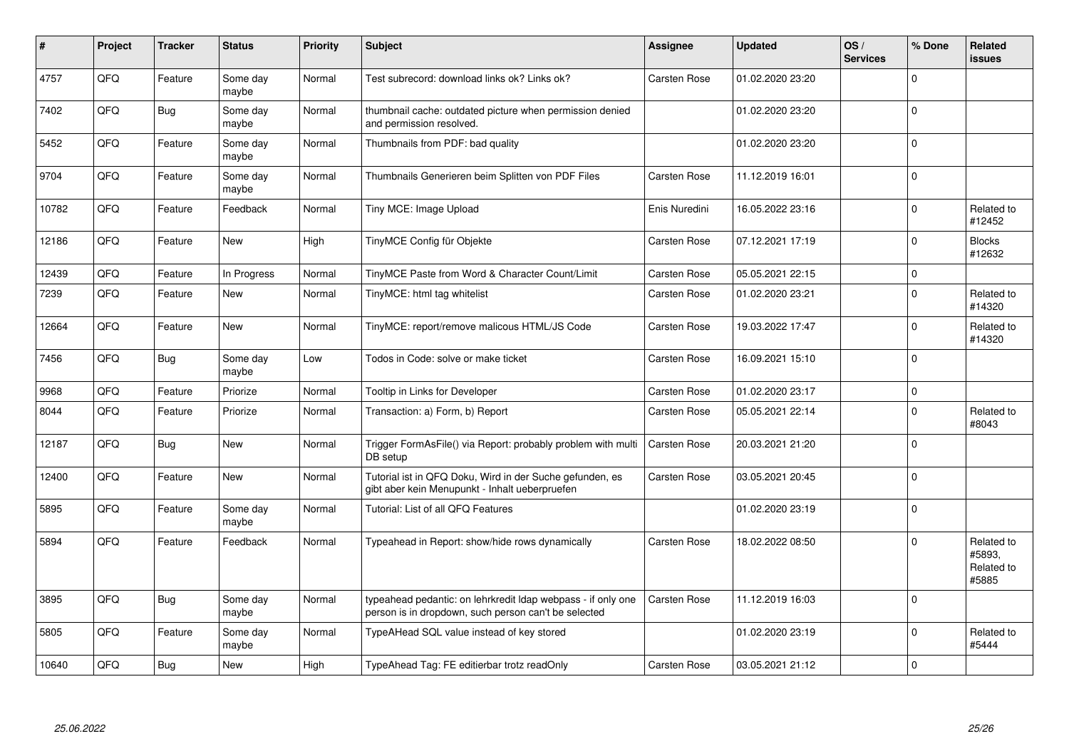| # | Project | Tracker | Status | Priority | Subject | Assignee | Updated | OS / Services | % Done | Related issues |
|---|---|---|---|---|---|---|---|---|---|---|
| 4757 | QFQ | Feature | Some day maybe | Normal | Test subrecord: download links ok? Links ok? | Carsten Rose | 01.02.2020 23:20 | | 0 | |
| 7402 | QFQ | Bug | Some day maybe | Normal | thumbnail cache: outdated picture when permission denied and permission resolved. | | 01.02.2020 23:20 | | 0 | |
| 5452 | QFQ | Feature | Some day maybe | Normal | Thumbnails from PDF: bad quality | | 01.02.2020 23:20 | | 0 | |
| 9704 | QFQ | Feature | Some day maybe | Normal | Thumbnails Generieren beim Splitten von PDF Files | Carsten Rose | 11.12.2019 16:01 | | 0 | |
| 10782 | QFQ | Feature | Feedback | Normal | Tiny MCE: Image Upload | Enis Nuredini | 16.05.2022 23:16 | | 0 | Related to #12452 |
| 12186 | QFQ | Feature | New | High | TinyMCE Config für Objekte | Carsten Rose | 07.12.2021 17:19 | | 0 | Blocks #12632 |
| 12439 | QFQ | Feature | In Progress | Normal | TinyMCE Paste from Word & Character Count/Limit | Carsten Rose | 05.05.2021 22:15 | | 0 | |
| 7239 | QFQ | Feature | New | Normal | TinyMCE: html tag whitelist | Carsten Rose | 01.02.2020 23:21 | | 0 | Related to #14320 |
| 12664 | QFQ | Feature | New | Normal | TinyMCE: report/remove malicous HTML/JS Code | Carsten Rose | 19.03.2022 17:47 | | 0 | Related to #14320 |
| 7456 | QFQ | Bug | Some day maybe | Low | Todos in Code: solve or make ticket | Carsten Rose | 16.09.2021 15:10 | | 0 | |
| 9968 | QFQ | Feature | Priorize | Normal | Tooltip in Links for Developer | Carsten Rose | 01.02.2020 23:17 | | 0 | |
| 8044 | QFQ | Feature | Priorize | Normal | Transaction: a) Form, b) Report | Carsten Rose | 05.05.2021 22:14 | | 0 | Related to #8043 |
| 12187 | QFQ | Bug | New | Normal | Trigger FormAsFile() via Report: probably problem with multi DB setup | Carsten Rose | 20.03.2021 21:20 | | 0 | |
| 12400 | QFQ | Feature | New | Normal | Tutorial ist in QFQ Doku, Wird in der Suche gefunden, es gibt aber kein Menupunkt - Inhalt ueberpruefen | Carsten Rose | 03.05.2021 20:45 | | 0 | |
| 5895 | QFQ | Feature | Some day maybe | Normal | Tutorial: List of all QFQ Features | | 01.02.2020 23:19 | | 0 | |
| 5894 | QFQ | Feature | Feedback | Normal | Typeahead in Report: show/hide rows dynamically | Carsten Rose | 18.02.2022 08:50 | | 0 | Related to #5893, Related to #5885 |
| 3895 | QFQ | Bug | Some day maybe | Normal | typeahead pedantic: on lehrkredit ldap webpass - if only one person is in dropdown, such person can't be selected | Carsten Rose | 11.12.2019 16:03 | | 0 | |
| 5805 | QFQ | Feature | Some day maybe | Normal | TypeAHead SQL value instead of key stored | | 01.02.2020 23:19 | | 0 | Related to #5444 |
| 10640 | QFQ | Bug | New | High | TypeAhead Tag: FE editierbar trotz readOnly | Carsten Rose | 03.05.2021 21:12 | | 0 | |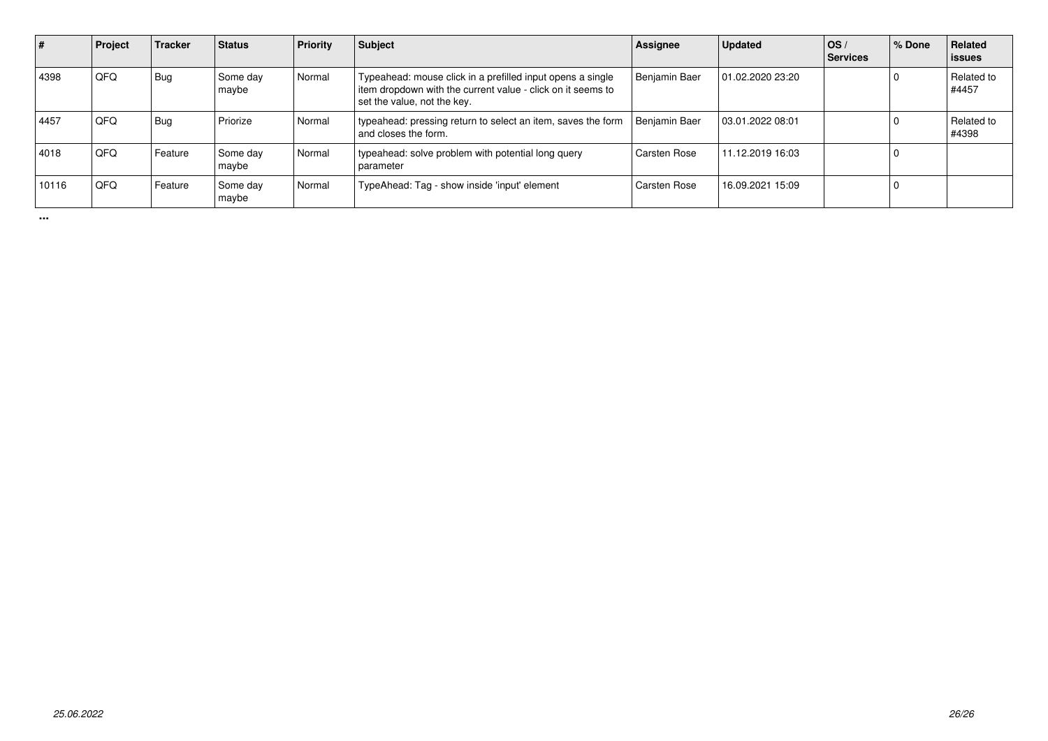| # | Project | Tracker | Status | Priority | Subject | Assignee | Updated | OS / Services | % Done | Related issues |
|---|---|---|---|---|---|---|---|---|---|---|
| 4398 | QFQ | Bug | Some day maybe | Normal | Typeahead: mouse click in a prefilled input opens a single item dropdown with the current value - click on it seems to set the value, not the key. | Benjamin Baer | 01.02.2020 23:20 | | 0 | Related to #4457 |
| 4457 | QFQ | Bug | Priorize | Normal | typeahead: pressing return to select an item, saves the form and closes the form. | Benjamin Baer | 03.01.2022 08:01 | | 0 | Related to #4398 |
| 4018 | QFQ | Feature | Some day maybe | Normal | typeahead: solve problem with potential long query parameter | Carsten Rose | 11.12.2019 16:03 | | 0 | |
| 10116 | QFQ | Feature | Some day maybe | Normal | TypeAhead: Tag - show inside 'input' element | Carsten Rose | 16.09.2021 15:09 | | 0 | |

...